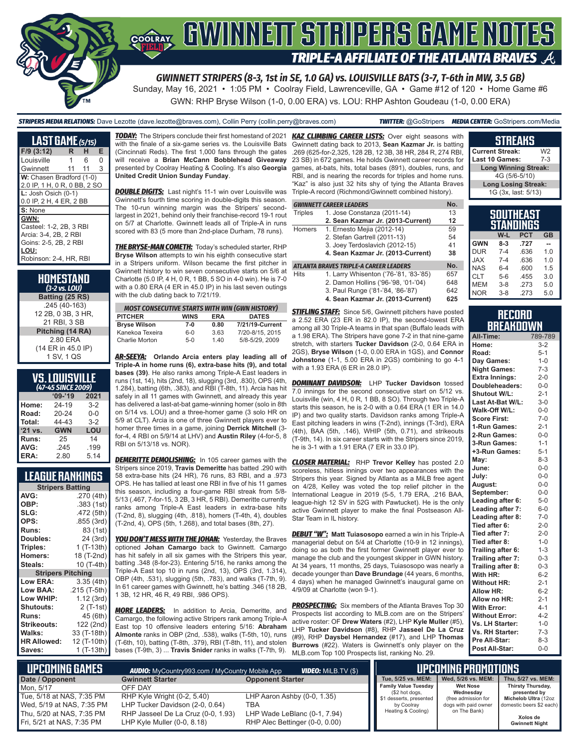# GWINNETT STRIPERS GAME NOTES

## TRIPLE-A AFFILIATE OF THE ATLANTA BRAVES

**GWINNETT STRIPERS (8-3, 1st in SE, 1.0 GA) vs. LOUISVILLE BATS (3-7, T-6th in MW, 3.5 GB)**

Sunday, May 16, 2021 • 1:05 PM • Coolray Field, Lawrenceville, GA • Game #12 of 120 • Home Game #6

GWN: RHP Bryse Wilson (1-0, 0.00 ERA) vs. LOU: RHP Ashton Goudeau (1-0, 0.00 ERA)

***STRIPERS MEDIA RELATIONS:*** Dave Lezotte (dave.lezotte@braves.com), Collin Perry (collin.perry@braves.com) ***TWITTER:*** @GoStripers ***MEDIA CENTER:*** GoStripers.com/Media

## LAST GAME (5/15)

| F/9 (3:12) | R | H | E |
|---|---|---|---|
| Louisville | 1 | 6 | 0 |
| Gwinnett | 11 | 11 | 3 |

**W:** Chasen Bradford (1-0)
2.0 IP, 1 H, 0 R, 0 BB, 2 SO

**L:** Josh Osich (0-1)
0.0 IP, 2 H, 4 ER, 2 BB

**S:** None

**GWN:**
Casteel: 1-2, 2B, 3 RBI
Arcia: 3-4, 2B, 2 RBI
Goins: 2-5, 2B, 2 RBI

**LOU:**
Robinson: 2-4, HR, RBI

## HOMESTAND
*(3-2 vs. LOU)*

**Batting (25 RS)**
.245 (40-163)
12 2B, 0 3B, 3 HR,
21 RBI, 3 SB

**Pitching (14 RA)**
2.80 ERA
(14 ER in 45.0 IP)
1 SV, 1 QS

## VS. LOUISVILLE
*(47-45 SINCE 2009)*

| | '09-'19 | 2021 |
|---|---|---|
| Home: | 24-19 | 3-2 |
| Road: | 20-24 | 0-0 |
| Total: | 44-43 | 3-2 |
| '21 vs. | GWN | LOU |
| Runs: | 25 | 14 |
| AVG: | .245 | .199 |
| ERA: | 2.80 | 5.14 |

## LEAGUE RANKINGS

| Stripers Batting | |
|---|---|
| AVG: | .270 (4th) |
| OBP: | .383 (1st) |
| SLG: | .472 (5th) |
| OPS: | .855 (3rd) |
| Runs: | 83 (1st) |
| Doubles: | 24 (3rd) |
| Triples: | 1 (T-13th) |
| Homers: | 18 (T-2nd) |
| Steals: | 10 (T-4th) |
| **Stripers Pitching** | |
| Low ERA: | 3.35 (4th) |
| Low BAA: | .215 (T-5th) |
| Low WHIP: | 1.12 (3rd) |
| Shutouts: | 2 (T-1st) |
| Runs: | 45 (6th) |
| Strikeouts: | 122 (2nd) |
| Walks: | 33 (T-18th) |
| HR Allowed: | 12 (T-10th) |
| Saves: | 1 (T-13th) |

***TODAY:*** The Stripers conclude their first homestand of 2021 with the finale of a six-game series vs. the Louisville Bats (Cincinnati Reds). The first 1,000 fans through the gates will receive a **Brian McCann Bobblehead Giveaway** presented by Coolray Heating & Cooling. It's also **Georgia United Credit Union Sunday Funday**.

***DOUBLE DIGITS:*** Last night's 11-1 win over Louisville was Gwinnett's fourth time scoring in double-digits this season. The 10-run winning margin was the Stripers' second-largest in 2021, behind only their franchise-record 19-1 rout on 5/7 at Charlotte. Gwinnett leads all of Triple-A in runs scored with 83 (5 more than 2nd-place Durham, 78 runs).

***THE BRYSE-MAN COMETH:*** Today's scheduled starter, RHP **Bryse Wilson** attempts to win his eighth consecutive start in a Stripers uniform. Wilson became the first pitcher in Gwinnett history to win seven consecutive starts on 5/6 at Charlotte (5.0 IP, 4 H, 0 R, 1 BB, 5 SO in 4-0 win). He is 7-0 with a 0.80 ERA (4 ER in 45.0 IP) in his last seven outings with the club dating back to 7/21/19.

| MOST CONSECUTIVE STARTS WITH WIN (GWN HISTORY) | | | |
|---|---|---|---|
| **PITCHER** | **WINS** | **ERA** | **DATES** |
| **Bryse Wilson** | **7-0** | **0.80** | **7/21/19-Current** |
| Kanekoa Texeira | 6-0 | 3.63 | 7/20-8/15, 2015 |
| Charlie Morton | 5-0 | 1.40 | 5/8-5/29, 2009 |

***AR-SEEYA:*** **Orlando Arcia enters play leading all of Triple-A in home runs (6), extra-base hits (9), and total bases (39)**. He also ranks among Triple-A East leaders in runs (1st, 14), hits (2nd, 18), slugging (3rd, .830), OPS (4th, 1.284), batting (6th, .383), and RBI (T-8th, 11). Arcia has hit safely in all 11 games with Gwinnett, and already this year has delivered a last-at-bat game-winning homer (solo in 8th on 5/14 vs. LOU) and a three-homer game (3 solo HR on 5/9 at CLT). Arcia is one of three Gwinnett players ever to homer three times in a game, joining **Derrick Mitchell** (3-for-4, 4 RBI on 5/9/14 at LHV) and **Austin Riley** (4-for-5, 8 RBI on 5/13/18 vs. NOR).

***DEMERITTE DEMOLISHING:*** In 105 career games with the Stripers since 2019, **Travis Demeritte** has batted .290 with 58 extra-base hits (24 HR), 76 runs, 83 RBI, and a .973 OPS. He has tallied at least one RBI in five of his 11 games this season, including a four-game RBI streak from 5/8-5/13 (.467, 7-for-15, 3 2B, 3 HR, 5 RBI). Demeritte currently ranks among Triple-A East leaders in extra-base hits (T-2nd, 8), slugging (4th, .818), homers (T-4th, 4), doubles (T-2nd, 4), OPS (5th, 1.268), and total bases (8th, 27).

***YOU DON'T MESS WITH THE JOHAN:*** Yesterday, the Braves optioned **Johan Camargo** back to Gwinnett. Camargo has hit safely in all six games with the Stripers this year, batting .348 (8-for-23). Entering 5/16, he ranks among the Triple-A East top 10 in runs (2nd, 13), OPS (3rd, 1.314), OBP (4th, .531), slugging (5th, .783), and walks (T-7th, 9). In 61 career games with Gwinnett, he's batting .346 (18 2B, 1 3B, 12 HR, 46 R, 49 RBI, .986 OPS).

***MORE LEADERS:*** In addition to Arcia, Demeritte, and Camargo, the following active Stripers rank among Triple-A East top 10 offensive leaders entering 5/16: **Abraham Almonte** ranks in OBP (2nd, .538), walks (T-5th, 10), runs (T-6th, 10), batting (T-8th, .379), RBI (T-8th, 11), and stolen bases (T-9th, 3) ... **Travis Snider** ranks in walks (T-7th, 9).

***KAZ CLIMBING CAREER LISTS:*** Over eight seasons with Gwinnett dating back to 2013, **Sean Kazmar Jr.** is batting .269 (625-for-2,325, 128 2B, 12 3B, 38 HR, 284 R, 274 RBI, 23 SB) in 672 games. He holds Gwinnett career records for games, at-bats, hits, total bases (891), doubles, runs, and RBI, and is nearing the records for triples and home runs. "Kaz" is also just 32 hits shy of tying the Atlanta Braves Triple-A record (Richmond/Gwinnett combined history).

| GWINNETT CAREER LEADERS | | No. |
|---|---|---|
| Triples | 1. Jose Constanza (2011-14) | 13 |
| | **2. Sean Kazmar Jr. (2013-Current)** | **12** |
| Homers | 1. Ernesto Mejia (2012-14) | 59 |
| | 2. Stefan Gartrell (2011-13) | 54 |
| | 3. Joey Terdoslavich (2012-15) | 41 |
| | **4. Sean Kazmar Jr. (2013-Current)** | **38** |
| **ATLANTA BRAVES TRIPLE-A CAREER LEADERS** | | **No.** |
| Hits | 1. Larry Whisenton ('76-'81, '83-'85) | 657 |
| | 2. Damon Hollins ('96-'98, '01-'04) | 648 |
| | 3. Paul Runge ('81-'84, '86-'87) | 642 |
| | **4. Sean Kazmar Jr. (2013-Current)** | **625** |

***STIFLING STAFF:*** Since 5/6, Gwinnett pitchers have posted a 2.52 ERA (23 ER in 82.0 IP), the second-lowest ERA among all 30 Triple-A teams in that span (Buffalo leads with a 1.98 ERA). The Stripers have gone 7-2 in that nine-game stretch, with starters **Tucker Davidson** (2-0, 0.64 ERA in 2GS), **Bryse Wilson** (1-0, 0.00 ERA in 1GS), and **Connor Johnstone** (1-1, 5.00 ERA in 2GS) combining to go 4-1 with a 1.93 ERA (6 ER in 28.0 IP).

***DOMINANT DAVIDSON:*** LHP **Tucker Davidson** tossed 7.0 innings for the second consecutive start on 5/12 vs. Louisville (win, 4 H, 0 R, 1 BB, 8 SO). Through two Triple-A starts this season, he is 2-0 with a 0.64 ERA (1 ER in 14.0 IP) and two quality starts. Davidson ranks among Triple-A East pitching leaders in wins (T-2nd), innings (T-3rd), ERA (4th), BAA (5th, .146), WHIP (5th, 0.71), and strikeouts (T-9th, 14). In six career starts with the Stripers since 2019, he is 3-1 with a 1.91 ERA (7 ER in 33.0 IP).

***CLOSER MATERIAL:*** RHP **Trevor Kelley** has posted 2.0 scoreless, hitless innings over two appearances with the Stripers this year. Signed by Atlanta as a MiLB free agent on 4/28, Kelley was voted the top relief pitcher in the International League in 2019 (5-5, 1.79 ERA, .216 BAA, league-high 12 SV in 52G with Pawtucket). He is the only active Gwinnett player to make the final Postseason All-Star Team in IL history.

***DEBUT "W":*** **Matt Tuiasosopo** earned a win in his Triple-A managerial debut on 5/4 at Charlotte (10-9 in 12 innings), doing so as both the first former Gwinnett player ever to manage the club and the youngest skipper in GWN history. At 34 years, 11 months, 25 days, Tuiasosopo was nearly a decade younger than **Dave Brundage** (44 years, 6 months, 4 days) when he managed Gwinnett's inaugural game on 4/9/09 at Charlotte (won 9-1).

***PROSPECTING:*** Six members of the Atlanta Braves Top 30 Prospects list according to MLB.com are on the Stripers' active roster: OF **Drew Waters** (#2), LHP **Kyle Muller** (#5), LHP **Tucker Davidson** (#8), RHP **Jasseel De La Cruz** (#9), RHP **Daysbel Hernandez** (#17), and LHP **Thomas Burrows** (#22). Waters is Gwinnett's only player on the MLB.com Top 100 Prospects list, ranking No. 29.

## STREAKS

| | |
|---|---|
| Current Streak: | W2 |
| Last 10 Games: | 7-3 |

**Long Winning Streak:**
4G (5/6-5/10)

**Long Losing Streak:**
1G (3x, last: 5/13)

## SOUTHEAST STANDINGS

| | W-L | PCT | GB |
|---|---|---|---|
| GWN | 8-3 | .727 | -- |
| DUR | 7-4 | .636 | 1.0 |
| JAX | 7-4 | .636 | 1.0 |
| NAS | 6-4 | .600 | 1.5 |
| CLT | 5-6 | .455 | 3.0 |
| MEM | 3-8 | .273 | 5.0 |
| NOR | 3-8 | .273 | 5.0 |

## RECORD BREAKDOWN

| | |
|---|---|
| All-Time: | 789-789 |
| Home: | 3-2 |
| Road: | 5-1 |
| Day Games: | 1-0 |
| Night Games: | 7-3 |
| Extra Innings: | 2-0 |
| Doubleheaders: | 0-0 |
| Shutout W/L: | 2-1 |
| Last At-Bat W/L: | 3-0 |
| Walk-Off W/L: | 0-0 |
| Score First: | 7-0 |
| 1-Run Games: | 2-1 |
| 2-Run Games: | 0-0 |
| 3-Run Games: | 1-1 |
| +3-Run Games: | 5-1 |
| May: | 8-3 |
| June: | 0-0 |
| July: | 0-0 |
| August: | 0-0 |
| September: | 0-0 |
| Leading after 6: | 5-0 |
| Leading after 7: | 6-0 |
| Leading after 8: | 7-0 |
| Tied after 6: | 2-0 |
| Tied after 7: | 2-0 |
| Tied after 8: | 1-0 |
| Trailing after 6: | 1-3 |
| Trailing after 7: | 0-3 |
| Trailing after 8: | 0-3 |
| With HR: | 6-2 |
| Without HR: | 2-1 |
| Allow HR: | 6-2 |
| Allow no HR: | 2-1 |
| With Error: | 4-1 |
| Without Error: | 4-2 |
| Vs. LH Starter: | 1-0 |
| Vs. RH Starter: | 7-3 |
| Pre All-Star: | 8-3 |
| Post All-Star: | 0-0 |

## UPCOMING GAMES

***AUDIO:*** MyCountry993.com / MyCountry Mobile App ***VIDEO:*** MiLB.TV ($)

| Date / Opponent | Gwinnett Starter | Opponent Starter |
|---|---|---|
| Mon, 5/17 | OFF DAY | |
| Tue, 5/18 at NAS, 7:35 PM | RHP Kyle Wright (0-2, 5.40) | LHP Aaron Ashby (0-0, 1.35) |
| Wed, 5/19 at NAS, 7:35 PM | LHP Tucker Davidson (2-0, 0.64) | TBA |
| Thu, 5/20 at NAS, 7:35 PM | RHP Jasseel De La Cruz (0-0, 1.93) | LHP Wade LeBlanc (0-1, 7.94) |
| Fri, 5/21 at NAS, 7:35 PM | LHP Kyle Muller (0-0, 8.18) | RHP Alec Bettinger (0-0, 0.00) |

## UPCOMING PROMOTIONS

| Tue, 5/25 vs. MEM: | Wed, 5/26 vs. MEM: | Thu, 5/27 vs. MEM: |
|---|---|---|
| **Family Value Tuesday** ($2 hot dogs, $1 desserts, presented by Coolray Heating & Cooling) | **Wet Nose Wednesday** (free admission for dogs with paid owner on The Bank) | **Thirsty Thursday,** presented by Michelob Ultra (12oz domestic beers $2 each) **Xolos de Gwinnett Night** |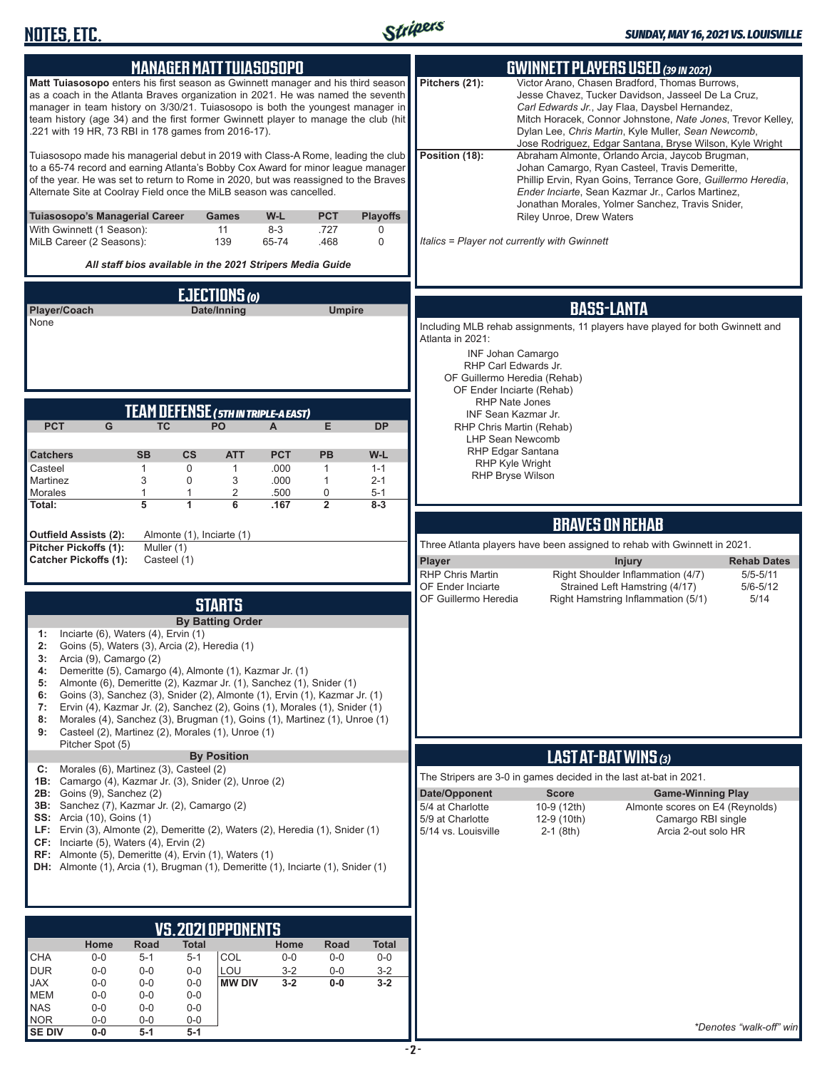## MANAGER MATT TUIASOSOPO

**Matt Tuiasosopo** enters his first season as Gwinnett manager and his third season as a coach in the Atlanta Braves organization in 2021. He was named the seventh manager in team history on 3/30/21. Tuiasosopo is both the youngest manager in team history (age 34) and the first former Gwinnett player to manage the club (hit .221 with 19 HR, 73 RBI in 178 games from 2016-17).

Tuiasosopo made his managerial debut in 2019 with Class-A Rome, leading the club to a 65-74 record and earning Atlanta's Bobby Cox Award for minor league manager of the year. He was set to return to Rome in 2020, but was reassigned to the Braves Alternate Site at Coolray Field once the MiLB season was cancelled.

| Tuiasosopo's Managerial Career | Games | W-L | PCT | Playoffs |
|---|---|---|---|---|
| With Gwinnett (1 Season): | 11 | 8-3 | .727 | 0 |
| MiLB Career (2 Seasons): | 139 | 65-74 | .468 | 0 |

***All staff bios available in the 2021 Stripers Media Guide***

## EJECTIONS *(0)*

| Player/Coach | Date/Inning | Umpire |
|---|---|---|
| None | | |

## TEAM DEFENSE *(5TH IN TRIPLE-A EAST)*

| PCT | G | TC | PO | A | E | DP |
|---|---|---|---|---|---|---|

| Catchers | SB | CS | ATT | PCT | PB | W-L |
|---|---|---|---|---|---|---|
| Casteel | 1 | 0 | 1 | .000 | 1 | 1-1 |
| Martinez | 3 | 0 | 3 | .000 | 1 | 2-1 |
| Morales | 1 | 1 | 2 | .500 | 0 | 5-1 |
| **Total:** | **5** | **1** | **6** | **.167** | **2** | **8-3** |

**Outfield Assists (2):** Almonte (1), Inciarte (1)
**Pitcher Pickoffs (1):** Muller (1)
**Catcher Pickoffs (1):** Casteel (1)

## STARTS

### By Batting Order

1: Inciarte (6), Waters (4), Ervin (1)
2: Goins (5), Waters (3), Arcia (2), Heredia (1)
3: Arcia (9), Camargo (2)
4: Demeritte (5), Camargo (4), Almonte (1), Kazmar Jr. (1)
5: Almonte (6), Demeritte (2), Kazmar Jr. (1), Sanchez (1), Snider (1)
6: Goins (3), Sanchez (3), Snider (2), Almonte (1), Ervin (1), Kazmar Jr. (1)
7: Ervin (4), Kazmar Jr. (2), Sanchez (2), Goins (1), Morales (1), Snider (1)
8: Morales (4), Sanchez (3), Brugman (1), Goins (1), Martinez (1), Unroe (1)
9: Casteel (2), Martinez (2), Morales (1), Unroe (1)
Pitcher Spot (5)

### By Position

C: Morales (6), Martinez (3), Casteel (2)
1B: Camargo (4), Kazmar Jr. (3), Snider (2), Unroe (2)
2B: Goins (9), Sanchez (2)
3B: Sanchez (7), Kazmar Jr. (2), Camargo (2)
SS: Arcia (10), Goins (1)
LF: Ervin (3), Almonte (2), Demeritte (2), Waters (2), Heredia (1), Snider (1)
CF: Inciarte (5), Waters (4), Ervin (2)
RF: Almonte (5), Demeritte (4), Ervin (1), Waters (1)
DH: Almonte (1), Arcia (1), Brugman (1), Demeritte (1), Inciarte (1), Snider (1)

## VS. 2021 OPPONENTS

| | Home | Road | Total | | Home | Road | Total |
|---|---|---|---|---|---|---|---|
| CHA | 0-0 | 5-1 | 5-1 | COL | 0-0 | 0-0 | 0-0 |
| DUR | 0-0 | 0-0 | 0-0 | LOU | 3-2 | 0-0 | 3-2 |
| JAX | 0-0 | 0-0 | 0-0 | **MW DIV** | **3-2** | **0-0** | **3-2** |
| MEM | 0-0 | 0-0 | 0-0 | | | | |
| NAS | 0-0 | 0-0 | 0-0 | | | | |
| NOR | 0-0 | 0-0 | 0-0 | | | | |
| **SE DIV** | **0-0** | **5-1** | **5-1** | | | | |

## GWINNETT PLAYERS USED *(39 IN 2021)*

**Pitchers (21):** Victor Arano, Chasen Bradford, Thomas Burrows, Jesse Chavez, Tucker Davidson, Jasseel De La Cruz, *Carl Edwards Jr.*, Jay Flaa, Daysbel Hernandez, Mitch Horacek, Connor Johnstone, *Nate Jones*, Trevor Kelley, Dylan Lee, *Chris Martin*, Kyle Muller, *Sean Newcomb*, Jose Rodriguez, Edgar Santana, Bryse Wilson, Kyle Wright

**Position (18):** Abraham Almonte, Orlando Arcia, Jaycob Brugman, Johan Camargo, Ryan Casteel, Travis Demeritte, Phillip Ervin, Ryan Goins, Terrance Gore, *Guillermo Heredia*, *Ender Inciarte*, Sean Kazmar Jr., Carlos Martinez, Jonathan Morales, Yolmer Sanchez, Travis Snider, Riley Unroe, Drew Waters

*Italics = Player not currently with Gwinnett*

## BASS-LANTA

Including MLB rehab assignments, 11 players have played for both Gwinnett and Atlanta in 2021:

- INF Johan Camargo
- RHP Carl Edwards Jr.
- OF Guillermo Heredia (Rehab)
- OF Ender Inciarte (Rehab)
- RHP Nate Jones
- INF Sean Kazmar Jr.
- RHP Chris Martin (Rehab)
- LHP Sean Newcomb
- RHP Edgar Santana
- RHP Kyle Wright
- RHP Bryse Wilson

## BRAVES ON REHAB

Three Atlanta players have been assigned to rehab with Gwinnett in 2021.

| Player | Injury | Rehab Dates |
|---|---|---|
| RHP Chris Martin | Right Shoulder Inflammation (4/7) | 5/5-5/11 |
| OF Ender Inciarte | Strained Left Hamstring (4/17) | 5/6-5/12 |
| OF Guillermo Heredia | Right Hamstring Inflammation (5/1) | 5/14 |

## LAST AT-BAT WINS *(3)*

The Stripers are 3-0 in games decided in the last at-bat in 2021.

| Date/Opponent | Score | Game-Winning Play |
|---|---|---|
| 5/4 at Charlotte | 10-9 (12th) | Almonte scores on E4 (Reynolds) |
| 5/9 at Charlotte | 12-9 (10th) | Camargo RBI single |
| 5/14 vs. Louisville | 2-1 (8th) | Arcia 2-out solo HR |

*\*Denotes "walk-off" win*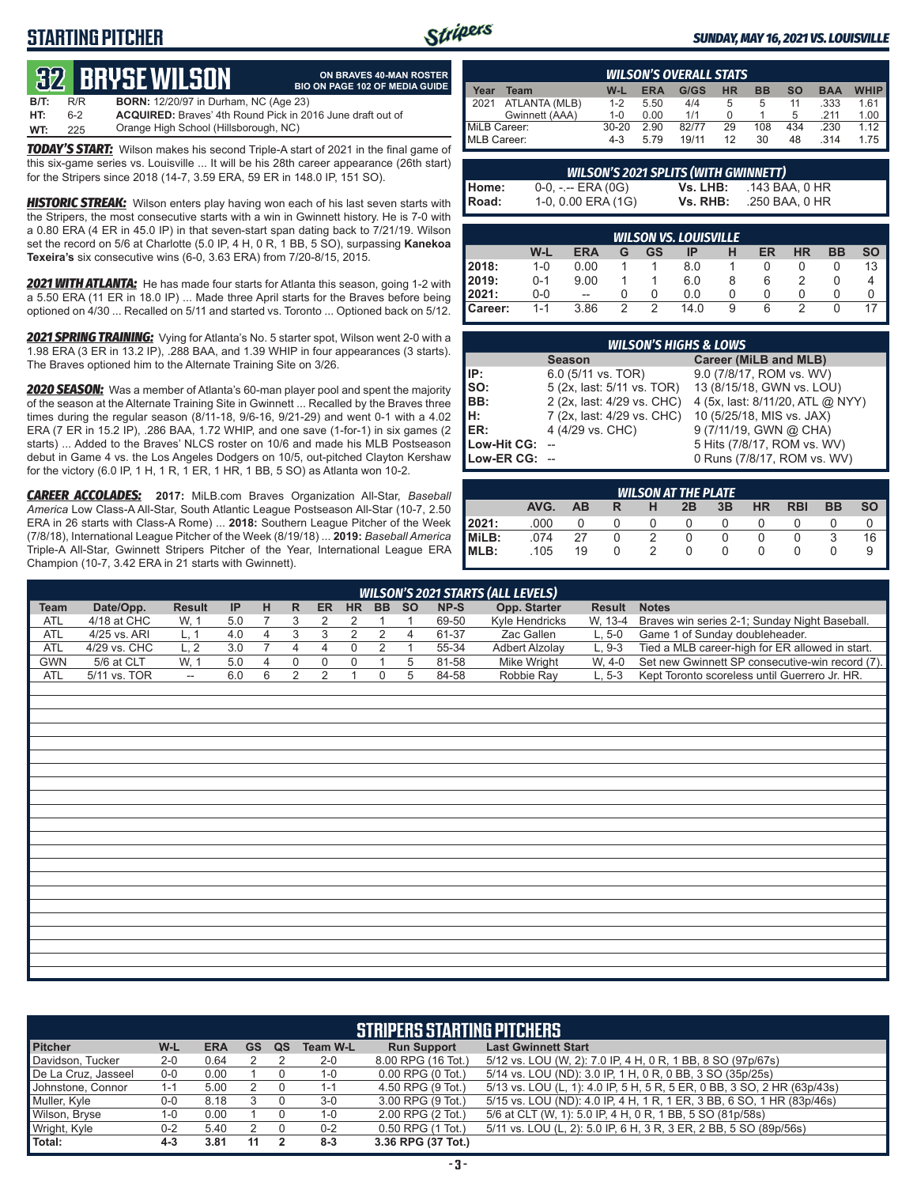# STARTING PITCHER

*SUNDAY, MAY 16, 2021 VS. LOUISVILLE*

## 32 BRYSE WILSON

**ON BRAVES 40-MAN ROSTER**
**BIO ON PAGE 102 OF MEDIA GUIDE**

**B/T:** R/R **BORN:** 12/20/97 in Durham, NC (Age 23)
**HT:** 6-2 **ACQUIRED:** Braves' 4th Round Pick in 2016 June draft out of
**WT:** 225 Orange High School (Hillsborough, NC)

***TODAY'S START:*** Wilson makes his second Triple-A start of 2021 in the final game of this six-game series vs. Louisville ... It will be his 28th career appearance (26th start) for the Stripers since 2018 (14-7, 3.59 ERA, 59 ER in 148.0 IP, 151 SO).

***HISTORIC STREAK:*** Wilson enters play having won each of his last seven starts with the Stripers, the most consecutive starts with a win in Gwinnett history. He is 7-0 with a 0.80 ERA (4 ER in 45.0 IP) in that seven-start span dating back to 7/21/19. Wilson set the record on 5/6 at Charlotte (5.0 IP, 4 H, 0 R, 1 BB, 5 SO), surpassing **Kanekoa Texeira's** six consecutive wins (6-0, 3.63 ERA) from 7/20-8/15, 2015.

***2021 WITH ATLANTA:*** He has made four starts for Atlanta this season, going 1-2 with a 5.50 ERA (11 ER in 18.0 IP) ... Made three April starts for the Braves before being optioned on 4/30 ... Recalled on 5/11 and started vs. Toronto ... Optioned back on 5/12.

***2021 SPRING TRAINING:*** Vying for Atlanta's No. 5 starter spot, Wilson went 2-0 with a 1.98 ERA (3 ER in 13.2 IP), .288 BAA, and 1.39 WHIP in four appearances (3 starts). The Braves optioned him to the Alternate Training Site on 3/26.

***2020 SEASON:*** Was a member of Atlanta's 60-man player pool and spent the majority of the season at the Alternate Training Site in Gwinnett ... Recalled by the Braves three times during the regular season (8/11-18, 9/6-16, 9/21-29) and went 0-1 with a 4.02 ERA (7 ER in 15.2 IP), .286 BAA, 1.72 WHIP, and one save (1-for-1) in six games (2 starts) ... Added to the Braves' NLCS roster on 10/6 and made his MLB Postseason debut in Game 4 vs. the Los Angeles Dodgers on 10/5, out-pitched Clayton Kershaw for the victory (6.0 IP, 1 H, 1 R, 1 ER, 1 HR, 1 BB, 5 SO) as Atlanta won 10-2.

***CAREER ACCOLADES:*** **2017:** MiLB.com Braves Organization All-Star, *Baseball America* Low Class-A All-Star, South Atlantic League Postseason All-Star (10-7, 2.50 ERA in 26 starts with Class-A Rome) ... **2018:** Southern League Pitcher of the Week (7/8/18), International League Pitcher of the Week (8/19/18) ... **2019:** *Baseball America* Triple-A All-Star, Gwinnett Stripers Pitcher of the Year, International League ERA Champion (10-7, 3.42 ERA in 21 starts with Gwinnett).

### WILSON'S OVERALL STATS

| Year | Team | W-L | ERA | G/GS | HR | BB | SO | BAA | WHIP |
|---|---|---|---|---|---|---|---|---|---|
| 2021 | ATLANTA (MLB) | 1-2 | 5.50 | 4/4 | 5 | 5 | 11 | .333 | 1.61 |
| | Gwinnett (AAA) | 1-0 | 0.00 | 1/1 | 0 | 1 | 5 | .211 | 1.00 |
| MiLB Career: | | 30-20 | 2.90 | 82/77 | 29 | 108 | 434 | .230 | 1.12 |
| MLB Career: | | 4-3 | 5.79 | 19/11 | 12 | 30 | 48 | .314 | 1.75 |

### WILSON'S 2021 SPLITS (WITH GWINNETT)

| | | | |
|---|---|---|---|
| Home: | 0-0, -.-- ERA (0G) | Vs. LHB: | .143 BAA, 0 HR |
| Road: | 1-0, 0.00 ERA (1G) | Vs. RHB: | .250 BAA, 0 HR |

### WILSON VS. LOUISVILLE

| | W-L | ERA | G | GS | IP | H | ER | HR | BB | SO |
|---|---|---|---|---|---|---|---|---|---|---|
| 2018: | 1-0 | 0.00 | 1 | 1 | 8.0 | 1 | 0 | 0 | 0 | 13 |
| 2019: | 0-1 | 9.00 | 1 | 1 | 6.0 | 8 | 6 | 2 | 0 | 4 |
| 2021: | 0-0 | -- | 0 | 0 | 0.0 | 0 | 0 | 0 | 0 | 0 |
| Career: | 1-1 | 3.86 | 2 | 2 | 14.0 | 9 | 6 | 2 | 0 | 17 |

### WILSON'S HIGHS & LOWS

| | Season | Career (MiLB and MLB) |
|---|---|---|
| IP: | 6.0 (5/11 vs. TOR) | 9.0 (7/8/17, ROM vs. WV) |
| SO: | 5 (2x, last: 5/11 vs. TOR) | 13 (8/15/18, GWN vs. LOU) |
| BB: | 2 (2x, last: 4/29 vs. CHC) | 4 (5x, last: 8/11/20, ATL @ NYY) |
| H: | 7 (2x, last: 4/29 vs. CHC) | 10 (5/25/18, MIS vs. JAX) |
| ER: | 4 (4/29 vs. CHC) | 9 (7/11/19, GWN @ CHA) |
| Low-Hit CG: | -- | 5 Hits (7/8/17, ROM vs. WV) |
| Low-ER CG: | -- | 0 Runs (7/8/17, ROM vs. WV) |

### WILSON AT THE PLATE

| | AVG. | AB | R | H | 2B | 3B | HR | RBI | BB | SO |
|---|---|---|---|---|---|---|---|---|---|---|
| 2021: | .000 | 0 | 0 | 0 | 0 | 0 | 0 | 0 | 0 | 0 |
| MiLB: | .074 | 27 | 0 | 2 | 0 | 0 | 0 | 0 | 3 | 16 |
| MLB: | .105 | 19 | 0 | 2 | 0 | 0 | 0 | 0 | 0 | 9 |

### WILSON'S 2021 STARTS (ALL LEVELS)

| Team | Date/Opp. | Result | IP | H | R | ER | HR | BB | SO | NP-S | Opp. Starter | Result | Notes |
|---|---|---|---|---|---|---|---|---|---|---|---|---|---|
| ATL | 4/18 at CHC | W, 1 | 5.0 | 7 | 3 | 2 | 2 | 1 | 1 | 69-50 | Kyle Hendricks | W, 13-4 | Braves win series 2-1; Sunday Night Baseball. |
| ATL | 4/25 vs. ARI | L, 1 | 4.0 | 4 | 3 | 3 | 2 | 2 | 4 | 61-37 | Zac Gallen | L, 5-0 | Game 1 of Sunday doubleheader. |
| ATL | 4/29 vs. CHC | L, 2 | 3.0 | 7 | 4 | 4 | 0 | 2 | 1 | 55-34 | Adbert Alzolay | L, 9-3 | Tied a MLB career-high for ER allowed in start. |
| GWN | 5/6 at CLT | W, 1 | 5.0 | 4 | 0 | 0 | 0 | 1 | 5 | 81-58 | Mike Wright | W, 4-0 | Set new Gwinnett SP consecutive-win record (7). |
| ATL | 5/11 vs. TOR | -- | 6.0 | 6 | 2 | 2 | 1 | 0 | 5 | 84-58 | Robbie Ray | L, 5-3 | Kept Toronto scoreless until Guerrero Jr. HR. |

### STRIPERS STARTING PITCHERS

| Pitcher | W-L | ERA | GS | QS | Team W-L | Run Support | Last Gwinnett Start |
|---|---|---|---|---|---|---|---|
| Davidson, Tucker | 2-0 | 0.64 | 2 | 2 | 2-0 | 8.00 RPG (16 Tot.) | 5/12 vs. LOU (W, 2): 7.0 IP, 4 H, 0 R, 1 BB, 8 SO (97p/67s) |
| De La Cruz, Jasseel | 0-0 | 0.00 | 1 | 0 | 1-0 | 0.00 RPG (0 Tot.) | 5/14 vs. LOU (ND): 3.0 IP, 1 H, 0 R, 0 BB, 3 SO (35p/25s) |
| Johnstone, Connor | 1-1 | 5.00 | 2 | 0 | 1-1 | 4.50 RPG (9 Tot.) | 5/13 vs. LOU (L, 1): 4.0 IP, 5 H, 5 R, 5 ER, 0 BB, 3 SO, 2 HR (63p/43s) |
| Muller, Kyle | 0-0 | 8.18 | 3 | 0 | 3-0 | 3.00 RPG (9 Tot.) | 5/15 vs. LOU (ND): 4.0 IP, 4 H, 1 R, 1 ER, 3 BB, 6 SO, 1 HR (83p/46s) |
| Wilson, Bryse | 1-0 | 0.00 | 1 | 0 | 1-0 | 2.00 RPG (2 Tot.) | 5/6 at CLT (W, 1): 5.0 IP, 4 H, 0 R, 1 BB, 5 SO (81p/58s) |
| Wright, Kyle | 0-2 | 5.40 | 2 | 0 | 0-2 | 0.50 RPG (1 Tot.) | 5/11 vs. LOU (L, 2): 5.0 IP, 6 H, 3 R, 3 ER, 2 BB, 5 SO (89p/56s) |
| Total: | 4-3 | 3.81 | 11 | 2 | 8-3 | 3.36 RPG (37 Tot.) | |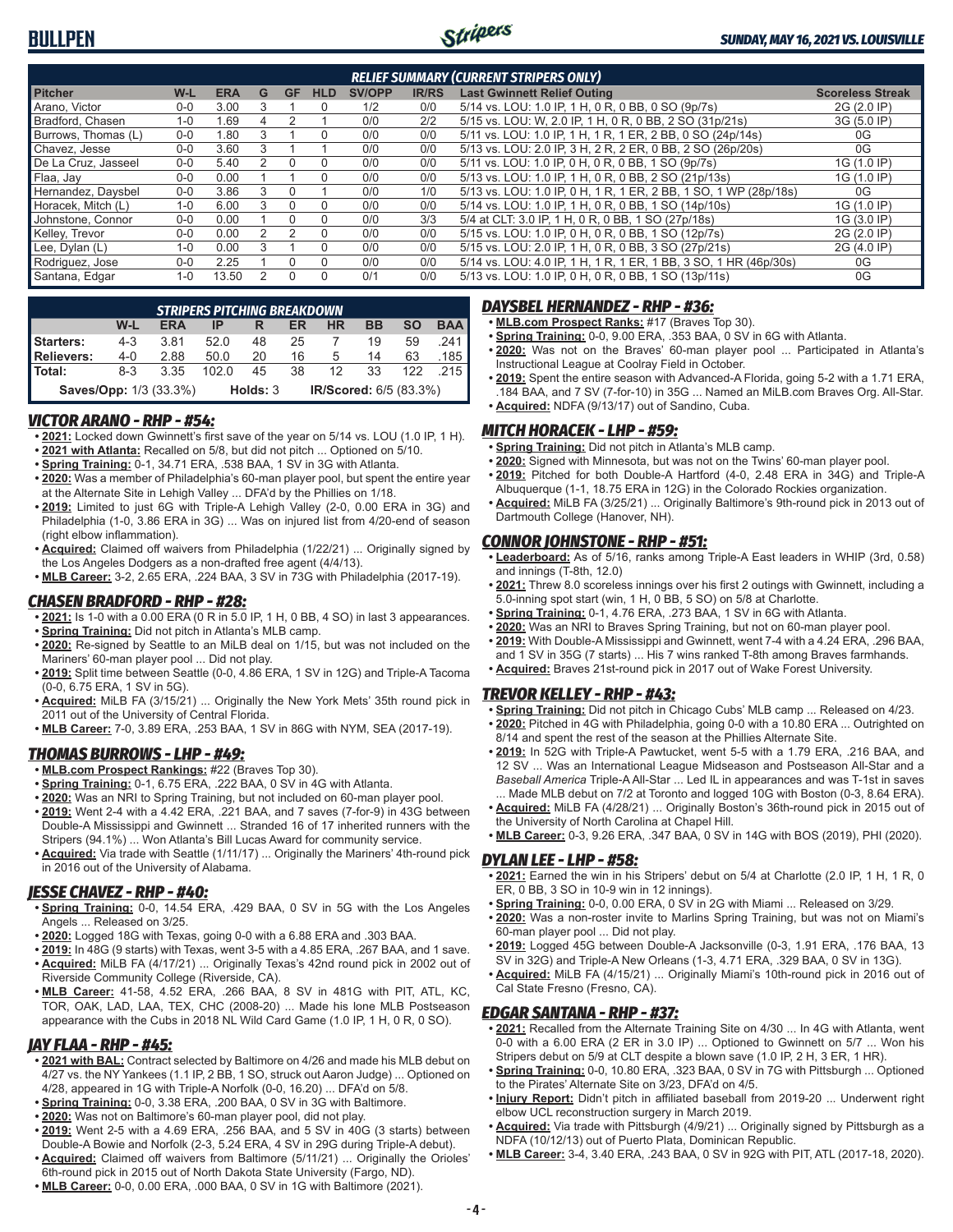# BULLPEN

*SUNDAY, MAY 16, 2021 VS. LOUISVILLE*

| RELIEF SUMMARY (CURRENT STRIPERS ONLY) | | | | | | | | | |
|---|---|---|---|---|---|---|---|---|---|
| Pitcher | W-L | ERA | G | GF | HLD | SV/OPP | IR/RS | Last Gwinnett Relief Outing | Scoreless Streak |
| Arano, Victor | 0-0 | 3.00 | 3 | 1 | 0 | 1/2 | 0/0 | 5/14 vs. LOU: 1.0 IP, 1 H, 0 R, 0 BB, 0 SO (9p/7s) | 2G (2.0 IP) |
| Bradford, Chasen | 1-0 | 1.69 | 4 | 2 | 1 | 0/0 | 2/2 | 5/15 vs. LOU: W, 2.0 IP, 1 H, 0 R, 0 BB, 2 SO (31p/21s) | 3G (5.0 IP) |
| Burrows, Thomas (L) | 0-0 | 1.80 | 3 | 1 | 0 | 0/0 | 0/0 | 5/11 vs. LOU: 1.0 IP, 1 H, 1 R, 1 ER, 2 BB, 0 SO (24p/14s) | 0G |
| Chavez, Jesse | 0-0 | 3.60 | 3 | 1 | 1 | 0/0 | 0/0 | 5/13 vs. LOU: 2.0 IP, 3 H, 2 R, 2 ER, 0 BB, 2 SO (26p/20s) | 0G |
| De La Cruz, Jasseel | 0-0 | 5.40 | 2 | 0 | 0 | 0/0 | 0/0 | 5/11 vs. LOU: 1.0 IP, 0 H, 0 R, 0 BB, 1 SO (9p/7s) | 1G (1.0 IP) |
| Flaa, Jay | 0-0 | 0.00 | 1 | 1 | 0 | 0/0 | 0/0 | 5/13 vs. LOU: 1.0 IP, 1 H, 0 R, 0 BB, 2 SO (21p/13s) | 1G (1.0 IP) |
| Hernandez, Daysbel | 0-0 | 3.86 | 3 | 0 | 1 | 0/0 | 1/0 | 5/13 vs. LOU: 1.0 IP, 0 H, 1 R, 1 ER, 2 BB, 1 SO, 1 WP (28p/18s) | 0G |
| Horacek, Mitch (L) | 1-0 | 6.00 | 3 | 0 | 0 | 0/0 | 0/0 | 5/14 vs. LOU: 1.0 IP, 1 H, 0 R, 0 BB, 1 SO (14p/10s) | 1G (1.0 IP) |
| Johnstone, Connor | 0-0 | 0.00 | 1 | 0 | 0 | 0/0 | 3/3 | 5/4 at CLT: 3.0 IP, 1 H, 0 R, 0 BB, 1 SO (27p/18s) | 1G (3.0 IP) |
| Kelley, Trevor | 0-0 | 0.00 | 2 | 2 | 0 | 0/0 | 0/0 | 5/15 vs. LOU: 1.0 IP, 0 H, 0 R, 0 BB, 1 SO (12p/7s) | 2G (2.0 IP) |
| Lee, Dylan (L) | 1-0 | 0.00 | 3 | 1 | 0 | 0/0 | 0/0 | 5/15 vs. LOU: 2.0 IP, 1 H, 0 R, 0 BB, 3 SO (27p/21s) | 2G (4.0 IP) |
| Rodriguez, Jose | 0-0 | 2.25 | 1 | 0 | 0 | 0/0 | 0/0 | 5/14 vs. LOU: 4.0 IP, 1 H, 1 R, 1 ER, 1 BB, 3 SO, 1 HR (46p/30s) | 0G |
| Santana, Edgar | 1-0 | 13.50 | 2 | 0 | 0 | 0/1 | 0/0 | 5/13 vs. LOU: 1.0 IP, 0 H, 0 R, 0 BB, 1 SO (13p/11s) | 0G |

| STRIPERS PITCHING BREAKDOWN | | | | | | | | | |
|---|---|---|---|---|---|---|---|---|---|
| | W-L | ERA | IP | R | ER | HR | BB | SO | BAA |
| Starters: | 4-3 | 3.81 | 52.0 | 48 | 25 | 7 | 19 | 59 | .241 |
| Relievers: | 4-0 | 2.88 | 50.0 | 20 | 16 | 5 | 14 | 63 | .185 |
| Total: | 8-3 | 3.35 | 102.0 | 45 | 38 | 12 | 33 | 122 | .215 |
| Saves/Opp: 1/3 (33.3%) | | | Holds: 3 | | | IR/Scored: 6/5 (83.3%) | | | |

## VICTOR ARANO - RHP - #54:
- **2021:** Locked down Gwinnett's first save of the year on 5/14 vs. LOU (1.0 IP, 1 H).
- **2021 with Atlanta:** Recalled on 5/8, but did not pitch ... Optioned on 5/10.
- **Spring Training:** 0-1, 34.71 ERA, .538 BAA, 1 SV in 3G with Atlanta.
- **2020:** Was a member of Philadelphia's 60-man player pool, but spent the entire year at the Alternate Site in Lehigh Valley ... DFA'd by the Phillies on 1/18.
- **2019:** Limited to just 6G with Triple-A Lehigh Valley (2-0, 0.00 ERA in 3G) and Philadelphia (1-0, 3.86 ERA in 3G) ... Was on injured list from 4/20-end of season (right elbow inflammation).
- **Acquired:** Claimed off waivers from Philadelphia (1/22/21) ... Originally signed by the Los Angeles Dodgers as a non-drafted free agent (4/4/13).
- **MLB Career:** 3-2, 2.65 ERA, .224 BAA, 3 SV in 73G with Philadelphia (2017-19).

## CHASEN BRADFORD - RHP - #28:
- **2021:** Is 1-0 with a 0.00 ERA (0 R in 5.0 IP, 1 H, 0 BB, 4 SO) in last 3 appearances.
- **Spring Training:** Did not pitch in Atlanta's MLB camp.
- **2020:** Re-signed by Seattle to an MiLB deal on 1/15, but was not included on the Mariners' 60-man player pool ... Did not play.
- **2019:** Split time between Seattle (0-0, 4.86 ERA, 1 SV in 12G) and Triple-A Tacoma (0-0, 6.75 ERA, 1 SV in 5G).
- **Acquired:** MiLB FA (3/15/21) ... Originally the New York Mets' 35th round pick in 2011 out of the University of Central Florida.
- **MLB Career:** 7-0, 3.89 ERA, .253 BAA, 1 SV in 86G with NYM, SEA (2017-19).

## THOMAS BURROWS - LHP - #49:
- **MLB.com Prospect Rankings:** #22 (Braves Top 30).
- **Spring Training:** 0-1, 6.75 ERA, .222 BAA, 0 SV in 4G with Atlanta.
- **2020:** Was an NRI to Spring Training, but not included on 60-man player pool.
- **2019:** Went 2-4 with a 4.42 ERA, .221 BAA, and 7 saves (7-for-9) in 43G between Double-A Mississippi and Gwinnett ... Stranded 16 of 17 inherited runners with the Stripers (94.1%) ... Won Atlanta's Bill Lucas Award for community service.
- **Acquired:** Via trade with Seattle (1/11/17) ... Originally the Mariners' 4th-round pick in 2016 out of the University of Alabama.

## JESSE CHAVEZ - RHP - #40:
- **Spring Training:** 0-0, 14.54 ERA, .429 BAA, 0 SV in 5G with the Los Angeles Angels ... Released on 3/25.
- **2020:** Logged 18G with Texas, going 0-0 with a 6.88 ERA and .303 BAA.
- **2019:** In 48G (9 starts) with Texas, went 3-5 with a 4.85 ERA, .267 BAA, and 1 save.
- **Acquired:** MiLB FA (4/17/21) ... Originally Texas's 42nd round pick in 2002 out of Riverside Community College (Riverside, CA).
- **MLB Career:** 41-58, 4.52 ERA, .266 BAA, 8 SV in 481G with PIT, ATL, KC, TOR, OAK, LAD, LAA, TEX, CHC (2008-20) ... Made his lone MLB Postseason appearance with the Cubs in 2018 NL Wild Card Game (1.0 IP, 1 H, 0 R, 0 SO).

## JAY FLAA - RHP - #45:
- **2021 with BAL:** Contract selected by Baltimore on 4/26 and made his MLB debut on 4/27 vs. the NY Yankees (1.1 IP, 2 BB, 1 SO, struck out Aaron Judge) ... Optioned on 4/28, appeared in 1G with Triple-A Norfolk (0-0, 16.20) ... DFA'd on 5/8.
- **Spring Training:** 0-0, 3.38 ERA, .200 BAA, 0 SV in 3G with Baltimore.
- **2020:** Was not on Baltimore's 60-man player pool, did not play.
- **2019:** Went 2-5 with a 4.69 ERA, .256 BAA, and 5 SV in 40G (3 starts) between Double-A Bowie and Norfolk (2-3, 5.24 ERA, 4 SV in 29G during Triple-A debut).
- **Acquired:** Claimed off waivers from Baltimore (5/11/21) ... Originally the Orioles' 6th-round pick in 2015 out of North Dakota State University (Fargo, ND).
- **MLB Career:** 0-0, 0.00 ERA, .000 BAA, 0 SV in 1G with Baltimore (2021).

## DAYSBEL HERNANDEZ - RHP - #36:
- **MLB.com Prospect Ranks:** #17 (Braves Top 30).
- **Spring Training:** 0-0, 9.00 ERA, .353 BAA, 0 SV in 6G with Atlanta.
- **2020:** Was not on the Braves' 60-man player pool ... Participated in Atlanta's Instructional League at Coolray Field in October.
- **2019:** Spent the entire season with Advanced-A Florida, going 5-2 with a 1.71 ERA, .184 BAA, and 7 SV (7-for-10) in 35G ... Named an MiLB.com Braves Org. All-Star.
- **Acquired:** NDFA (9/13/17) out of Sandino, Cuba.

## MITCH HORACEK - LHP - #59:
- **Spring Training:** Did not pitch in Atlanta's MLB camp.
- **2020:** Signed with Minnesota, but was not on the Twins' 60-man player pool.
- **2019:** Pitched for both Double-A Hartford (4-0, 2.48 ERA in 34G) and Triple-A Albuquerque (1-1, 18.75 ERA in 12G) in the Colorado Rockies organization.
- **Acquired:** MiLB FA (3/25/21) ... Originally Baltimore's 9th-round pick in 2013 out of Dartmouth College (Hanover, NH).

## CONNOR JOHNSTONE - RHP - #51:
- **Leaderboard:** As of 5/16, ranks among Triple-A East leaders in WHIP (3rd, 0.58) and innings (T-8th, 12.0)
- **2021:** Threw 8.0 scoreless innings over his first 2 outings with Gwinnett, including a 5.0-inning spot start (win, 1 H, 0 BB, 5 SO) on 5/8 at Charlotte.
- **Spring Training:** 0-1, 4.76 ERA, .273 BAA, 1 SV in 6G with Atlanta.
- **2020:** Was an NRI to Braves Spring Training, but not on 60-man player pool.
- **2019:** With Double-A Mississippi and Gwinnett, went 7-4 with a 4.24 ERA, .296 BAA, and 1 SV in 35G (7 starts) ... His 7 wins ranked T-8th among Braves farmhands.
- **Acquired:** Braves 21st-round pick in 2017 out of Wake Forest University.

## TREVOR KELLEY - RHP - #43:
- **Spring Training:** Did not pitch in Chicago Cubs' MLB camp ... Released on 4/23.
- **2020:** Pitched in 4G with Philadelphia, going 0-0 with a 10.80 ERA ... Outrighted on 8/14 and spent the rest of the season at the Phillies Alternate Site.
- **2019:** In 52G with Triple-A Pawtucket, went 5-5 with a 1.79 ERA, .216 BAA, and 12 SV ... Was an International League Midseason and Postseason All-Star and a *Baseball America* Triple-A All-Star ... Led IL in appearances and was T-1st in saves ... Made MLB debut on 7/2 at Toronto and logged 10G with Boston (0-3, 8.64 ERA).
- **Acquired:** MiLB FA (4/28/21) ... Originally Boston's 36th-round pick in 2015 out of the University of North Carolina at Chapel Hill.
- **MLB Career:** 0-3, 9.26 ERA, .347 BAA, 0 SV in 14G with BOS (2019), PHI (2020).

## DYLAN LEE - LHP - #58:
- **2021:** Earned the win in his Stripers' debut on 5/4 at Charlotte (2.0 IP, 1 H, 1 R, 0 ER, 0 BB, 3 SO in 10-9 win in 12 innings).
- **Spring Training:** 0-0, 0.00 ERA, 0 SV in 2G with Miami ... Released on 3/29.
- **2020:** Was a non-roster invite to Marlins Spring Training, but was not on Miami's 60-man player pool ... Did not play.
- **2019:** Logged 45G between Double-A Jacksonville (0-3, 1.91 ERA, .176 BAA, 13 SV in 32G) and Triple-A New Orleans (1-3, 4.71 ERA, .329 BAA, 0 SV in 13G).
- **Acquired:** MiLB FA (4/15/21) ... Originally Miami's 10th-round pick in 2016 out of Cal State Fresno (Fresno, CA).

## EDGAR SANTANA - RHP - #37:
- **2021:** Recalled from the Alternate Training Site on 4/30 ... In 4G with Atlanta, went 0-0 with a 6.00 ERA (2 ER in 3.0 IP) ... Optioned to Gwinnett on 5/7 ... Won his Stripers debut on 5/9 at CLT despite a blown save (1.0 IP, 2 H, 3 ER, 1 HR).
- **Spring Training:** 0-0, 10.80 ERA, .323 BAA, 0 SV in 7G with Pittsburgh ... Optioned to the Pirates' Alternate Site on 3/23, DFA'd on 4/5.
- **Injury Report:** Didn't pitch in affiliated baseball from 2019-20 ... Underwent right elbow UCL reconstruction surgery in March 2019.
- **Acquired:** Via trade with Pittsburgh (4/9/21) ... Originally signed by Pittsburgh as a NDFA (10/12/13) out of Puerto Plata, Dominican Republic.
- **MLB Career:** 3-4, 3.40 ERA, .243 BAA, 0 SV in 92G with PIT, ATL (2017-18, 2020).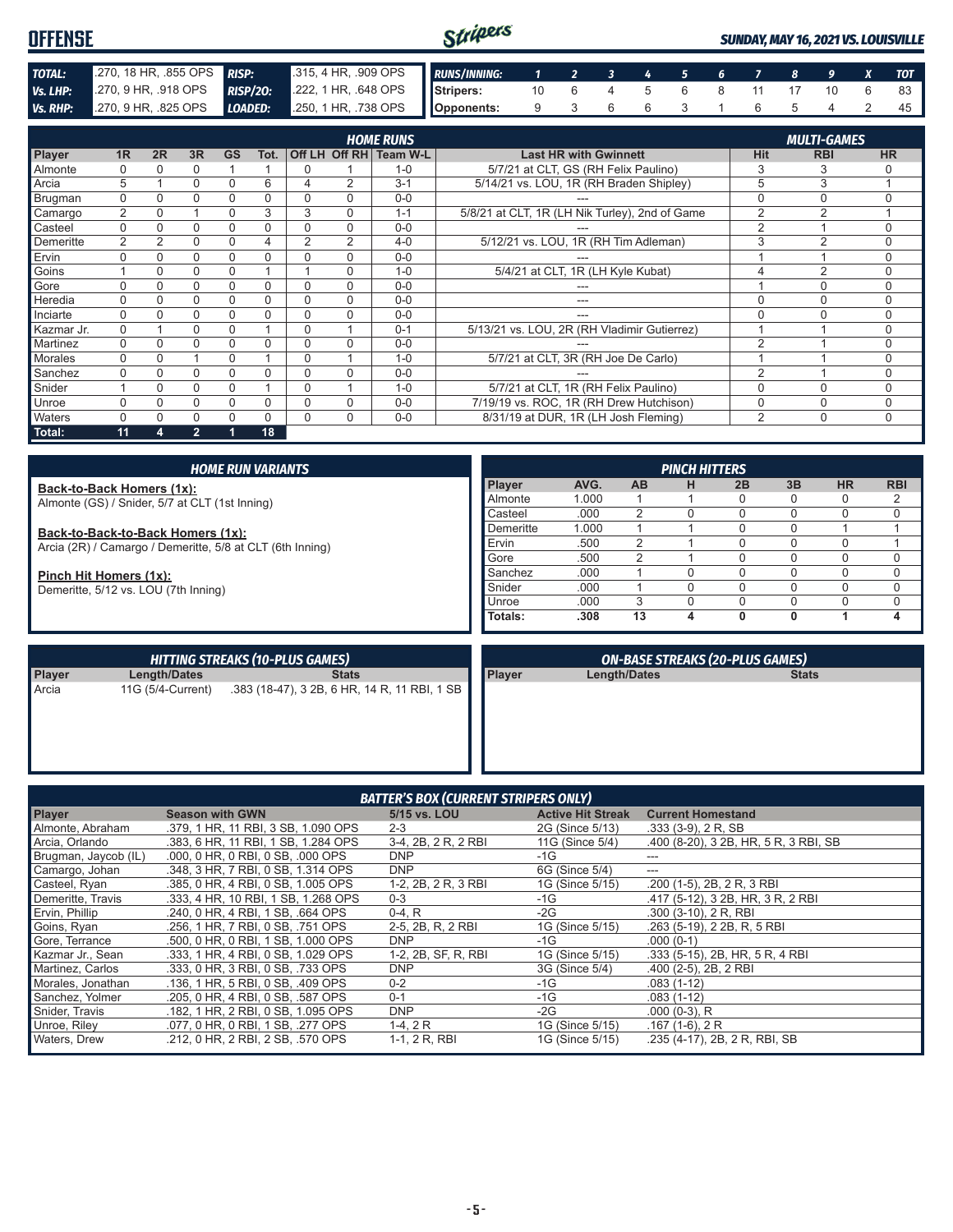# OFFENSE

**SUNDAY, MAY 16, 2021 VS. LOUISVILLE**

| | | | |
|---|---|---|---|
| **TOTAL:** | .270, 18 HR, .855 OPS | **RISP:** | .315, 4 HR, .909 OPS |
| **Vs. LHP:** | .270, 9 HR, .918 OPS | **RISP/2O:** | .222, 1 HR, .648 OPS |
| **Vs. RHP:** | .270, 9 HR, .825 OPS | **LOADED:** | .250, 1 HR, .738 OPS |

| RUNS/INNING: | 1 | 2 | 3 | 4 | 5 | 6 | 7 | 8 | 9 | X | TOT |
|---|---|---|---|---|---|---|---|---|---|---|---|
| Stripers: | 10 | 6 | 4 | 5 | 6 | 8 | 11 | 17 | 10 | 6 | 83 |
| Opponents: | 9 | 3 | 6 | 6 | 3 | 1 | 6 | 5 | 4 | 2 | 45 |

| | HOME RUNS | | | | | | | | | MULTI-GAMES | | |
|---|---|---|---|---|---|---|---|---|---|---|---|---|
| Player | 1R | 2R | 3R | GS | Tot. | Off LH | Off RH | Team W-L | Last HR with Gwinnett | Hit | RBI | HR |
| Almonte | 0 | 0 | 0 | 1 | 1 | 0 | 1 | 1-0 | 5/7/21 at CLT, GS (RH Felix Paulino) | 3 | 3 | 0 |
| Arcia | 5 | 1 | 0 | 0 | 6 | 4 | 2 | 3-1 | 5/14/21 vs. LOU, 1R (RH Braden Shipley) | 5 | 3 | 1 |
| Brugman | 0 | 0 | 0 | 0 | 0 | 0 | 0 | 0-0 | --- | 0 | 0 | 0 |
| Camargo | 2 | 0 | 1 | 0 | 3 | 3 | 0 | 1-1 | 5/8/21 at CLT, 1R (LH Nik Turley), 2nd of Game | 2 | 2 | 1 |
| Casteel | 0 | 0 | 0 | 0 | 0 | 0 | 0 | 0-0 | --- | 2 | 1 | 0 |
| Demeritte | 2 | 2 | 0 | 0 | 4 | 2 | 2 | 4-0 | 5/12/21 vs. LOU, 1R (RH Tim Adleman) | 3 | 2 | 0 |
| Ervin | 0 | 0 | 0 | 0 | 0 | 0 | 0 | 0-0 | --- | 1 | 1 | 0 |
| Goins | 1 | 0 | 0 | 0 | 1 | 1 | 0 | 1-0 | 5/4/21 at CLT, 1R (LH Kyle Kubat) | 4 | 2 | 0 |
| Gore | 0 | 0 | 0 | 0 | 0 | 0 | 0 | 0-0 | --- | 1 | 0 | 0 |
| Heredia | 0 | 0 | 0 | 0 | 0 | 0 | 0 | 0-0 | --- | 0 | 0 | 0 |
| Inciarte | 0 | 0 | 0 | 0 | 0 | 0 | 0 | 0-0 | --- | 0 | 0 | 0 |
| Kazmar Jr. | 0 | 1 | 0 | 0 | 1 | 0 | 1 | 0-1 | 5/13/21 vs. LOU, 2R (RH Vladimir Gutierrez) | 1 | 1 | 0 |
| Martinez | 0 | 0 | 0 | 0 | 0 | 0 | 0 | 0-0 | --- | 2 | 1 | 0 |
| Morales | 0 | 0 | 1 | 0 | 1 | 0 | 1 | 1-0 | 5/7/21 at CLT, 3R (RH Joe De Carlo) | 1 | 1 | 0 |
| Sanchez | 0 | 0 | 0 | 0 | 0 | 0 | 0 | 0-0 | --- | 2 | 1 | 0 |
| Snider | 1 | 0 | 0 | 0 | 1 | 0 | 1 | 1-0 | 5/7/21 at CLT, 1R (RH Felix Paulino) | 0 | 0 | 0 |
| Unroe | 0 | 0 | 0 | 0 | 0 | 0 | 0 | 0-0 | 7/19/19 vs. ROC, 1R (RH Drew Hutchison) | 0 | 0 | 0 |
| Waters | 0 | 0 | 0 | 0 | 0 | 0 | 0 | 0-0 | 8/31/19 at DUR, 1R (LH Josh Fleming) | 2 | 0 | 0 |
| Total: | 11 | 4 | 2 | 1 | 18 | | | | | | | |

## HOME RUN VARIANTS

**Back-to-Back Homers (1x):**
Almonte (GS) / Snider, 5/7 at CLT (1st Inning)

**Back-to-Back-to-Back Homers (1x):**
Arcia (2R) / Camargo / Demeritte, 5/8 at CLT (6th Inning)

**Pinch Hit Homers (1x):**
Demeritte, 5/12 vs. LOU (7th Inning)

## PINCH HITTERS

| Player | AVG. | AB | H | 2B | 3B | HR | RBI |
|---|---|---|---|---|---|---|---|
| Almonte | 1.000 | 1 | 1 | 0 | 0 | 0 | 2 |
| Casteel | .000 | 2 | 0 | 0 | 0 | 0 | 0 |
| Demeritte | 1.000 | 1 | 1 | 0 | 0 | 1 | 1 |
| Ervin | .500 | 2 | 1 | 0 | 0 | 0 | 1 |
| Gore | .500 | 2 | 1 | 0 | 0 | 0 | 0 |
| Sanchez | .000 | 1 | 0 | 0 | 0 | 0 | 0 |
| Snider | .000 | 1 | 0 | 0 | 0 | 0 | 0 |
| Unroe | .000 | 3 | 0 | 0 | 0 | 0 | 0 |
| Totals: | .308 | 13 | 4 | 0 | 0 | 1 | 4 |

## HITTING STREAKS (10-PLUS GAMES)

| Player | Length/Dates | Stats |
|---|---|---|
| Arcia | 11G (5/4-Current) | .383 (18-47), 3 2B, 6 HR, 14 R, 11 RBI, 1 SB |

## ON-BASE STREAKS (20-PLUS GAMES)

| Player | Length/Dates | Stats |
|---|---|---|

## BATTER'S BOX (CURRENT STRIPERS ONLY)

| Player | Season with GWN | 5/15 vs. LOU | Active Hit Streak | Current Homestand |
|---|---|---|---|---|
| Almonte, Abraham | .379, 1 HR, 11 RBI, 3 SB, 1.090 OPS | 2-3 | 2G (Since 5/13) | .333 (3-9), 2 R, SB |
| Arcia, Orlando | .383, 6 HR, 11 RBI, 1 SB, 1.284 OPS | 3-4, 2B, 2 R, 2 RBI | 11G (Since 5/4) | .400 (8-20), 3 2B, HR, 5 R, 3 RBI, SB |
| Brugman, Jaycob (IL) | .000, 0 HR, 0 RBI, 0 SB, .000 OPS | DNP | -1G | --- |
| Camargo, Johan | .348, 3 HR, 7 RBI, 0 SB, 1.314 OPS | DNP | 6G (Since 5/4) | --- |
| Casteel, Ryan | .385, 0 HR, 4 RBI, 0 SB, 1.005 OPS | 1-2, 2B, 2 R, 3 RBI | 1G (Since 5/15) | .200 (1-5), 2B, 2 R, 3 RBI |
| Demeritte, Travis | .333, 4 HR, 10 RBI, 1 SB, 1.268 OPS | 0-3 | -1G | .417 (5-12), 3 2B, HR, 3 R, 2 RBI |
| Ervin, Phillip | .240, 0 HR, 4 RBI, 1 SB, .664 OPS | 0-4, R | -2G | .300 (3-10), 2 R, RBI |
| Goins, Ryan | .256, 1 HR, 7 RBI, 0 SB, .751 OPS | 2-5, 2B, R, 2 RBI | 1G (Since 5/15) | .263 (5-19), 2 2B, R, 5 RBI |
| Gore, Terrance | .500, 0 HR, 0 RBI, 1 SB, 1.000 OPS | DNP | -1G | .000 (0-1) |
| Kazmar Jr., Sean | .333, 1 HR, 4 RBI, 0 SB, 1.029 OPS | 1-2, 2B, SF, R, RBI | 1G (Since 5/15) | .333 (5-15), 2B, HR, 5 R, 4 RBI |
| Martinez, Carlos | .333, 0 HR, 3 RBI, 0 SB, .733 OPS | DNP | 3G (Since 5/4) | .400 (2-5), 2B, 2 RBI |
| Morales, Jonathan | .136, 1 HR, 5 RBI, 0 SB, .409 OPS | 0-2 | -1G | .083 (1-12) |
| Sanchez, Yolmer | .205, 0 HR, 4 RBI, 0 SB, .587 OPS | 0-1 | -1G | .083 (1-12) |
| Snider, Travis | .182, 1 HR, 2 RBI, 0 SB, 1.095 OPS | DNP | -2G | .000 (0-3), R |
| Unroe, Riley | .077, 0 HR, 0 RBI, 1 SB, .277 OPS | 1-4, 2 R | 1G (Since 5/15) | .167 (1-6), 2 R |
| Waters, Drew | .212, 0 HR, 2 RBI, 2 SB, .570 OPS | 1-1, 2 R, RBI | 1G (Since 5/15) | .235 (4-17), 2B, 2 R, RBI, SB |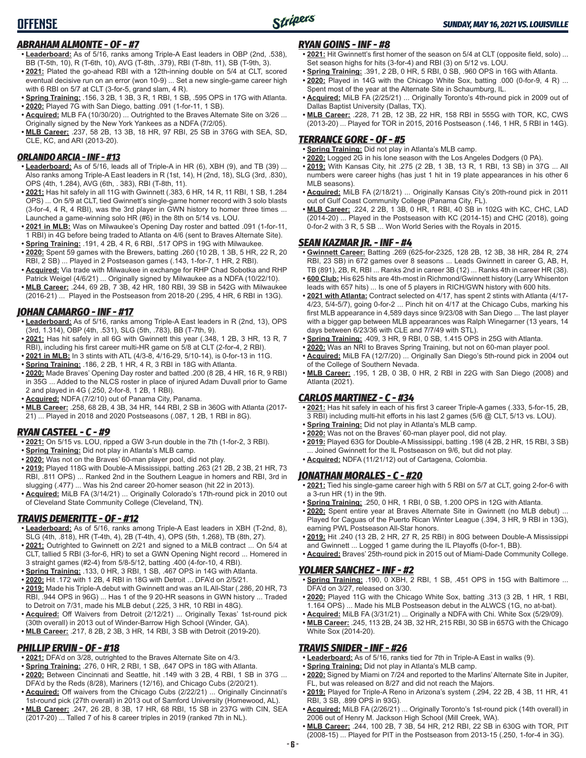## OFFENSE

*SUNDAY, MAY 16, 2021 VS. LOUISVILLE*

### ABRAHAM ALMONTE - OF - #7

- **Leaderboard:** As of 5/16, ranks among Triple-A East leaders in OBP (2nd, .538), BB (T-5th, 10), R (T-6th, 10), AVG (T-8th, .379), RBI (T-8th, 11), SB (T-9th, 3).
- **2021:** Plated the go-ahead RBI with a 12th-inning double on 5/4 at CLT, scored eventual decisive run on an error (won 10-9) ... Set a new single-game career high with 6 RBI on 5/7 at CLT (3-for-5, grand slam, 4 R).
- **Spring Training:** .156, 3 2B, 1 3B, 3 R, 1 RBI, 1 SB, .595 OPS in 17G with Atlanta.
- **2020:** Played 7G with San Diego, batting .091 (1-for-11, 1 SB).
- **Acquired:** MLB FA (10/30/20) ... Outrighted to the Braves Alternate Site on 3/26 ... Originally signed by the New York Yankees as a NDFA (7/2/05).
- **MLB Career:** .237, 58 2B, 13 3B, 18 HR, 97 RBI, 25 SB in 376G with SEA, SD, CLE, KC, and ARI (2013-20).

### ORLANDO ARCIA - INF - #13

- **Leaderboard:** As of 5/16, leads all of Triple-A in HR (6), XBH (9), and TB (39) ... Also ranks among Triple-A East leaders in R (1st, 14), H (2nd, 18), SLG (3rd, .830), OPS (4th, 1.284), AVG (6th, . 383), RBI (T-8th, 11).
- **2021:** Has hit safely in all 11G with Gwinnett (.383, 6 HR, 14 R, 11 RBI, 1 SB, 1.284 OPS) ... On 5/9 at CLT, tied Gwinnett's single-game homer record with 3 solo blasts (3-for-4, 4 R, 4 RBI), was the 3rd player in GWN history to homer three times ... Launched a game-winning solo HR (#6) in the 8th on 5/14 vs. LOU.
- **2021 in MLB:** Was on Milwaukee's Opening Day roster and batted .091 (1-for-11, 1 RBI) in 4G before being traded to Atlanta on 4/6 (sent to Braves Alternate Site).
- **Spring Training:** .191, 4 2B, 4 R, 6 RBI, .517 OPS in 19G with Milwaukee.
- **2020:** Spent 59 games with the Brewers, batting .260 (10 2B, 1 3B, 5 HR, 22 R, 20 RBI, 2 SB) ... Played in 2 Postseason games (.143, 1-for-7, 1 HR, 2 RBI).
- **Acquired:** Via trade with Milwaukee in exchange for RHP Chad Sobotka and RHP Patrick Weigel (4/6/21) ... Originally signed by Milwaukee as a NDFA (10/22/10).
- **MLB Career:** .244, 69 2B, 7 3B, 42 HR, 180 RBI, 39 SB in 542G with Milwaukee (2016-21) ... Played in the Postseason from 2018-20 (.295, 4 HR, 6 RBI in 13G).

### JOHAN CAMARGO - INF - #17

- **Leaderboard:** As of 5/16, ranks among Triple-A East leaders in R (2nd, 13), OPS (3rd, 1.314), OBP (4th, .531), SLG (5th, .783), BB (T-7th, 9).
- **2021:** Has hit safely in all 6G with Gwinnett this year (.348, 1 2B, 3 HR, 13 R, 7 RBI), including his first career multi-HR game on 5/8 at CLT (2-for-4, 2 RBI).
- **2021 in MLB:** In 3 stints with ATL (4/3-8, 4/16-29, 5/10-14), is 0-for-13 in 11G.
- **Spring Training:** .186, 2 2B, 1 HR, 4 R, 3 RBI in 18G with Atlanta.
- **2020:** Made Braves' Opening Day roster and batted .200 (8 2B, 4 HR, 16 R, 9 RBI) in 35G ... Added to the NLCS roster in place of injured Adam Duvall prior to Game 2 and played in 4G (.250, 2-for-8, 1 2B, 1 RBI).
- **Acquired:** NDFA (7/2/10) out of Panama City, Panama.
- **MLB Career:** .258, 68 2B, 4 3B, 34 HR, 144 RBI, 2 SB in 360G with Atlanta (2017-21) ... Played in 2018 and 2020 Postseasons (.087, 1 2B, 1 RBI in 8G).

### RYAN CASTEEL - C - #9

- **2021:** On 5/15 vs. LOU, ripped a GW 3-run double in the 7th (1-for-2, 3 RBI).
- **Spring Training:** Did not play in Atlanta's MLB camp.
- **2020:** Was not on the Braves' 60-man player pool, did not play.
- **2019:** Played 118G with Double-A Mississippi, batting .263 (21 2B, 2 3B, 21 HR, 73 RBI, .811 OPS) ... Ranked 2nd in the Southern League in homers and RBI, 3rd in slugging (.477) ... Was his 2nd career 20-homer season (hit 22 in 2013).
- **Acquired:** MiLB FA (3/14/21) ... Originally Colorado's 17th-round pick in 2010 out of Cleveland State Community College (Cleveland, TN).

### TRAVIS DEMERITTE - OF - #12

- **Leaderboard:** As of 5/16, ranks among Triple-A East leaders in XBH (T-2nd, 8), SLG (4th, .818), HR (T-4th, 4), 2B (T-4th, 4), OPS (5th, 1.268), TB (8th, 27).
- **2021:** Outrighted to Gwinnett on 2/21 and signed to a MiLB contract ... On 5/4 at CLT, tallied 5 RBI (3-for-6, HR) to set a GWN Opening Night record ... Homered in 3 straight games (#2-4) from 5/8-5/12, batting .400 (4-for-10, 4 RBI).
- **Spring Training:** .133, 0 HR, 3 RBI, 1 SB, .467 OPS in 14G with Atlanta.
- **2020:** Hit .172 with 1 2B, 4 RBI in 18G with Detroit ... DFA'd on 2/5/21.
- **2019:** Made his Triple-A debut with Gwinnett and was an IL All-Star (.286, 20 HR, 73 RBI, .944 OPS in 96G) ... Has 1 of the 9 20-HR seasons in GWN history ... Traded to Detroit on 7/31, made his MLB debut (.225, 3 HR, 10 RBI in 48G).
- **Acquired:** Off Waivers from Detroit (2/12/21) ... Originally Texas' 1st-round pick (30th overall) in 2013 out of Winder-Barrow High School (Winder, GA).
- **MLB Career:** .217, 8 2B, 2 3B, 3 HR, 14 RBI, 3 SB with Detroit (2019-20).

### PHILLIP ERVIN - OF - #18

- **2021:** DFA'd on 3/28, outrighted to the Braves Alternate Site on 4/3.
- **Spring Training:** .276, 0 HR, 2 RBI, 1 SB, .647 OPS in 18G with Atlanta.
- **2020:** Between Cincinnati and Seattle, hit .149 with 3 2B, 4 RBI, 1 SB in 37G ... DFA'd by the Reds (8/28), Mariners (12/16), and Chicago Cubs (2/20/21).
- **Acquired:** Off waivers from the Chicago Cubs (2/22/21) ... Originally Cincinnati's 1st-round pick (27th overall) in 2013 out of Samford University (Homewood, AL).
- **MLB Career:** .247, 26 2B, 8 3B, 17 HR, 68 RBI, 15 SB in 237G with CIN, SEA (2017-20) ... Talled 7 of his 8 career triples in 2019 (ranked 7th in NL).

### RYAN GOINS - INF - #8

- **2021:** Hit Gwinnett's first homer of the season on 5/4 at CLT (opposite field, solo) ... Set season highs for hits (3-for-4) and RBI (3) on 5/12 vs. LOU.
- **Spring Training:** .391, 2 2B, 0 HR, 5 RBI, 0 SB, .960 OPS in 16G with Atlanta.
- **2020:** Played in 14G with the Chicago White Sox, batting .000 (0-for-9, 4 R) ... Spent most of the year at the Alternate Site in Schaumburg, IL.
- **Acquired:** MiLB FA (2/25/21) ... Originally Toronto's 4th-round pick in 2009 out of Dallas Baptist University (Dallas, TX).
- **MLB Career:** .228, 71 2B, 12 3B, 22 HR, 158 RBI in 555G with TOR, KC, CWS (2013-20) ... Played for TOR in 2015, 2016 Postseason (.146, 1 HR, 5 RBI in 14G).

### TERRANCE GORE - OF - #5

- **Spring Training:** Did not play in Atlanta's MLB camp.
- **2020:** Logged 2G in his lone season with the Los Angeles Dodgers (0 PA).
- **2019:** With Kansas City, hit .275 (2 2B, 1 3B, 13 R, 1 RBI, 13 SB) in 37G ... All numbers were career highs (has just 1 hit in 19 plate appearances in his other 6 MLB seasons).
- **Acquired:** MiLB FA (2/18/21) ... Originally Kansas City's 20th-round pick in 2011 out of Gulf Coast Community College (Panama City, FL).
- **MLB Career:** .224, 2 2B, 1 3B, 0 HR, 1 RBI, 40 SB in 102G with KC, CHC, LAD (2014-20) ... Played in the Postseason with KC (2014-15) and CHC (2018), going 0-for-2 with 3 R, 5 SB ... Won World Series with the Royals in 2015.

### SEAN KAZMAR JR. - INF - #4

- **Gwinnett Career:** Batting .269 (625-for-2325, 128 2B, 12 3B, 38 HR, 284 R, 274 RBI, 23 SB) in 672 games over 8 seasons ... Leads Gwinnett in career G, AB, H, TB (891), 2B, R, RBI ... Ranks 2nd in career 3B (12) ... Ranks 4th in career HR (38).
- **600 Club:** His 625 hits are 4th-most in Richmond/Gwinnett history (Larry Whisenton leads with 657 hits) ... Is one of 5 players in RICH/GWN history with 600 hits.
- **2021 with Atlanta:** Contract selected on 4/17, has spent 2 stints with Atlanta (4/17-4/23, 5/4-5/7), going 0-for-2 ... Pinch hit on 4/17 at the Chicago Cubs, marking his first MLB appearance in 4,589 days since 9/23/08 with San Diego ... The last player with a bigger gap between MLB appearances was Ralph Winegarner (13 years, 14 days between 6/23/36 with CLE and 7/7/49 with STL).
- **Spring Training:** .409, 3 HR, 9 RBI, 0 SB, 1.415 OPS in 25G with Atlanta.
- **2020:** Was an NRI to Braves Spring Training, but not on 60-man player pool.
- **Acquired:** MiLB FA (12/7/20) ... Originally San Diego's 5th-round pick in 2004 out of the College of Southern Nevada.
- **MLB Career:** .195, 1 2B, 0 3B, 0 HR, 2 RBI in 22G with San Diego (2008) and Atlanta (2021).

### CARLOS MARTINEZ - C - #34

- **2021:** Has hit safely in each of his first 3 career Triple-A games (.333, 5-for-15, 2B, 3 RBI) including multi-hit efforts in his last 2 games (5/6 @ CLT, 5/13 vs. LOU).
- **Spring Training:** Did not play in Atlanta's MLB camp.
- **2020:** Was not on the Braves' 60-man player pool, did not play.
- **2019:** Played 63G for Double-A Mississippi, batting .198 (4 2B, 2 HR, 15 RBI, 3 SB) ... Joined Gwinnett for the IL Postseason on 9/6, but did not play.
- **Acquired:** NDFA (11/21/12) out of Cartagena, Colombia.

### JONATHAN MORALES - C - #20

- **2021:** Tied his single-game career high with 5 RBI on 5/7 at CLT, going 2-for-6 with a 3-run HR (1) in the 9th.
- **Spring Training:** .250, 0 HR, 1 RBI, 0 SB, 1.200 OPS in 12G with Atlanta.
- **2020:** Spent entire year at Braves Alternate Site in Gwinnett (no MLB debut) ... Played for Caguas of the Puerto Rican Winter League (.394, 3 HR, 9 RBI in 13G), earning PWL Postseason All-Star honors.
- **2019:** Hit .240 (13 2B, 2 HR, 27 R, 25 RBI) in 80G between Double-A Mississippi and Gwinnett ... Logged 1 game during the IL Playoffs (0-for-1, BB).
- **Acquired:** Braves' 25th-round pick in 2015 out of Miami-Dade Community College.

### YOLMER SANCHEZ - INF - #2

- **Spring Training:** .190, 0 XBH, 2 RBI, 1 SB, .451 OPS in 15G with Baltimore ... DFA'd on 3/27, released on 3/30.
- **2020:** Played 11G with the Chicago White Sox, batting .313 (3 2B, 1 HR, 1 RBI, 1.164 OPS) ... Made his MLB Postseason debut in the ALWCS (1G, no at-bat).
- **Acquired:** MiLB FA (3/31/21) ... Originally a NDFA with Chi. White Sox (5/29/09).
- **MLB Career:** .245, 113 2B, 24 3B, 32 HR, 215 RBI, 30 SB in 657G with the Chicago White Sox (2014-20).

### TRAVIS SNIDER - INF - #26

- **Leaderboard:** As of 5/16, ranks tied for 7th in Triple-A East in walks (9).
- **Spring Training:** Did not play in Atlanta's MLB camp.
- **2020:** Signed by Miami on 7/24 and reported to the Marlins' Alternate Site in Jupiter, FL, but was released on 8/27 and did not reach the Majors.
- **2019:** Played for Triple-A Reno in Arizona's system (.294, 22 2B, 4 3B, 11 HR, 41 RBI, 3 SB, .899 OPS in 93G).
- **Acquired:** MiLB FA (2/26/21) ... Originally Toronto's 1st-round pick (14th overall) in 2006 out of Henry M. Jackson High School (Mill Creek, WA).
- **MLB Career:** .244, 100 2B, 7 3B, 54 HR, 212 RBI, 22 SB in 630G with TOR, PIT (2008-15) ... Played for PIT in the Postseason from 2013-15 (.250, 1-for-4 in 3G).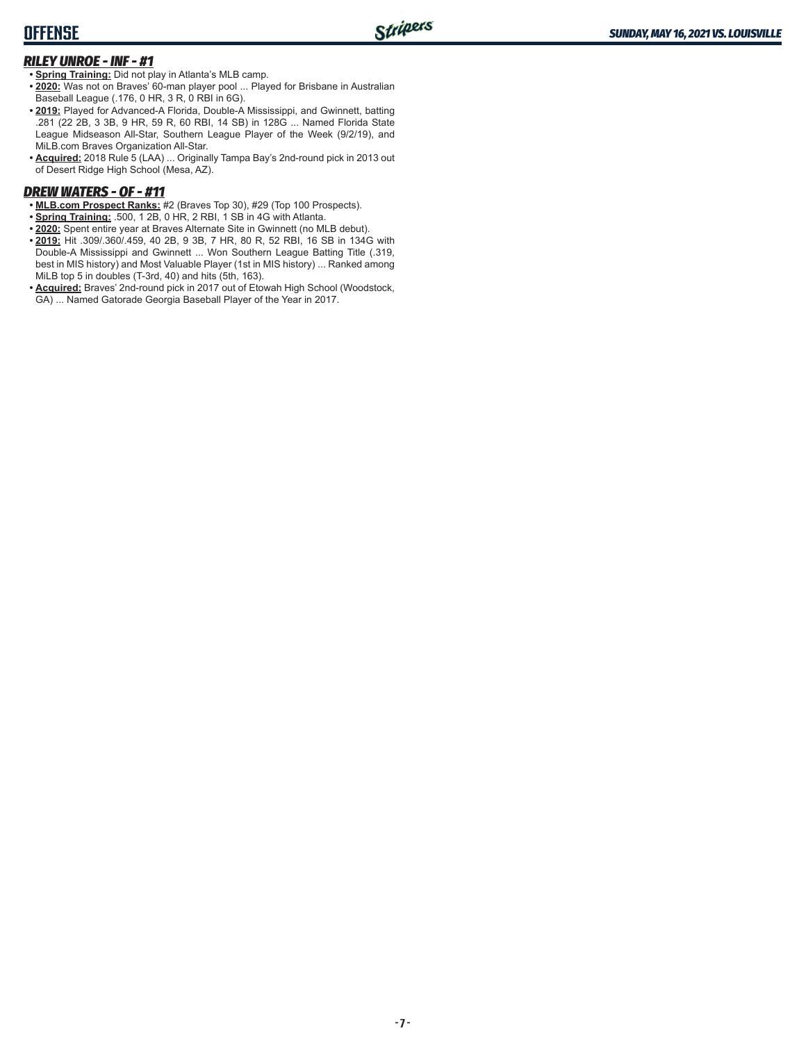## RILEY UNROE - INF - #1

- **Spring Training:** Did not play in Atlanta's MLB camp.
- **2020:** Was not on Braves' 60-man player pool ... Played for Brisbane in Australian Baseball League (.176, 0 HR, 3 R, 0 RBI in 6G).
- **2019:** Played for Advanced-A Florida, Double-A Mississippi, and Gwinnett, batting .281 (22 2B, 3 3B, 9 HR, 59 R, 60 RBI, 14 SB) in 128G ... Named Florida State League Midseason All-Star, Southern League Player of the Week (9/2/19), and MiLB.com Braves Organization All-Star.
- **Acquired:** 2018 Rule 5 (LAA) ... Originally Tampa Bay's 2nd-round pick in 2013 out of Desert Ridge High School (Mesa, AZ).

## DREW WATERS - OF - #11

- **MLB.com Prospect Ranks:** #2 (Braves Top 30), #29 (Top 100 Prospects).
- **Spring Training:** .500, 1 2B, 0 HR, 2 RBI, 1 SB in 4G with Atlanta.
- **2020:** Spent entire year at Braves Alternate Site in Gwinnett (no MLB debut).
- **2019:** Hit .309/.360/.459, 40 2B, 9 3B, 7 HR, 80 R, 52 RBI, 16 SB in 134G with Double-A Mississippi and Gwinnett ... Won Southern League Batting Title (.319, best in MIS history) and Most Valuable Player (1st in MIS history) ... Ranked among MiLB top 5 in doubles (T-3rd, 40) and hits (5th, 163).
- **Acquired:** Braves' 2nd-round pick in 2017 out of Etowah High School (Woodstock, GA) ... Named Gatorade Georgia Baseball Player of the Year in 2017.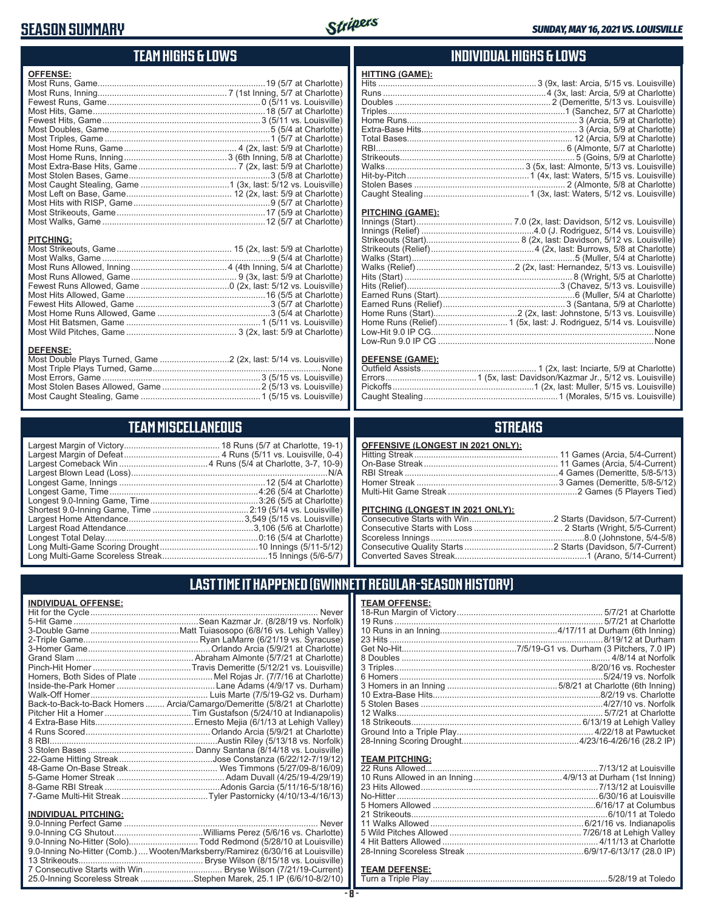# SEASON SUMMARY

*SUNDAY, MAY 16, 2021 VS. LOUISVILLE*

## TEAM HIGHS & LOWS

**OFFENSE:**

| | |
|---|---|
| Most Runs, Game | 19 (5/7 at Charlotte) |
| Most Runs, Inning | 7 (1st Inning, 5/7 at Charlotte) |
| Fewest Runs, Game | 0 (5/11 vs. Louisville) |
| Most Hits, Game | 18 (5/7 at Charlotte) |
| Fewest Hits, Game | 3 (5/11 vs. Louisville) |
| Most Doubles, Game | 5 (5/4 at Charlotte) |
| Most Triples, Game | 1 (5/7 at Charlotte) |
| Most Home Runs, Game | 4 (2x, last: 5/9 at Charlotte) |
| Most Home Runs, Inning | 3 (6th Inning, 5/8 at Charlotte) |
| Most Extra-Base Hits, Game | 7 (2x, last: 5/9 at Charlotte) |
| Most Stolen Bases, Game | 3 (5/8 at Charlotte) |
| Most Caught Stealing, Game | 1 (3x, last: 5/12 vs. Louisville) |
| Most Left on Base, Game | 12 (2x, last: 5/9 at Charlotte) |
| Most Hits with RISP, Game | 9 (5/7 at Charlotte) |
| Most Strikeouts, Game | 17 (5/9 at Charlotte) |
| Most Walks, Game | 12 (5/7 at Charlotte) |

**PITCHING:**

| | |
|---|---|
| Most Strikeouts, Game | 15 (2x, last: 5/9 at Charlotte) |
| Most Walks, Game | 9 (5/4 at Charlotte) |
| Most Runs Allowed, Inning | 4 (4th Inning, 5/4 at Charlotte) |
| Most Runs Allowed, Game | 9 (3x, last: 5/9 at Charlotte) |
| Fewest Runs Allowed, Game | 0 (2x, last: 5/12 vs. Louisville) |
| Most Hits Allowed, Game | 16 (5/5 at Charlotte) |
| Fewest Hits Allowed, Game | 3 (5/7 at Charlotte) |
| Most Home Runs Allowed, Game | 3 (5/4 at Charlotte) |
| Most Hit Batsmen, Game | 1 (5/11 vs. Louisville) |
| Most Wild Pitches, Game | 3 (2x, last: 5/9 at Charlotte) |

**DEFENSE:**

| | |
|---|---|
| Most Double Plays Turned, Game | 2 (2x, last: 5/14 vs. Louisville) |
| Most Triple Plays Turned, Game | None |
| Most Errors, Game | 3 (5/15 vs. Louisville) |
| Most Stolen Bases Allowed, Game | 2 (5/13 vs. Louisville) |
| Most Caught Stealing, Game | 1 (5/15 vs. Louisville) |

## INDIVIDUAL HIGHS & LOWS

**HITTING (GAME):**

| | |
|---|---|
| Hits | 3 (9x, last: Arcia, 5/15 vs. Louisville) |
| Runs | 4 (3x, last: Arcia, 5/9 at Charlotte) |
| Doubles | 2 (Demeritte, 5/13 vs. Louisville) |
| Triples | 1 (Sanchez, 5/7 at Charlotte) |
| Home Runs | 3 (Arcia, 5/9 at Charlotte) |
| Extra-Base Hits | 3 (Arcia, 5/9 at Charlotte) |
| Total Bases | 12 (Arcia, 5/9 at Charlotte) |
| RBI | 6 (Almonte, 5/7 at Charlotte) |
| Strikeouts | 5 (Goins, 5/9 at Charlotte) |
| Walks | 3 (5x, last: Almonte, 5/13 vs. Louisville) |
| Hit-by-Pitch | 1 (4x, last: Waters, 5/15 vs. Louisville) |
| Stolen Bases | 2 (Almonte, 5/8 at Charlotte) |
| Caught Stealing | 1 (3x, last: Waters, 5/12 vs. Louisville) |

**PITCHING (GAME):**

| | |
|---|---|
| Innings (Start) | 7.0 (2x, last: Davidson, 5/12 vs. Louisville) |
| Innings (Relief) | 4.0 (J. Rodriguez, 5/14 vs. Louisville) |
| Strikeouts (Start) | 8 (2x, last: Davidson, 5/12 vs. Louisville) |
| Strikeouts (Relief) | 4 (2x, last: Burrows, 5/8 at Charlotte) |
| Walks (Start) | 5 (Muller, 5/4 at Charlotte) |
| Walks (Relief) | 2 (2x, last: Hernandez, 5/13 vs. Louisville) |
| Hits (Start) | 8 (Wright, 5/5 at Charlotte) |
| Hits (Relief) | 3 (Chavez, 5/13 vs. Louisville) |
| Earned Runs (Start) | 6 (Muller, 5/4 at Charlotte) |
| Earned Runs (Relief) | 3 (Santana, 5/9 at Charlotte) |
| Home Runs (Start) | 2 (2x, last: Johnstone, 5/13 vs. Louisville) |
| Home Runs (Relief) | 1 (5x, last: J. Rodriguez, 5/14 vs. Louisville) |
| Low-Hit 9.0 IP CG | None |
| Low-Run 9.0 IP CG | None |

**DEFENSE (GAME):**

| | |
|---|---|
| Outfield Assists | 1 (2x, last: Inciarte, 5/9 at Charlotte) |
| Errors | 1 (5x, last: Davidson/Kazmar Jr., 5/12 vs. Louisville) |
| Pickoffs | 1 (2x, last: Muller, 5/15 vs. Louisville) |
| Caught Stealing | 1 (Morales, 5/15 vs. Louisville) |

## TEAM MISCELLANEOUS

| | |
|---|---|
| Largest Margin of Victory | 18 Runs (5/7 at Charlotte, 19-1) |
| Largest Margin of Defeat | 4 Runs (5/11 vs. Louisville, 0-4) |
| Largest Comeback Win | 4 Runs (5/4 at Charlotte, 3-7, 10-9) |
| Largest Blown Lead (Loss) | N/A |
| Longest Game, Innings | 12 (5/4 at Charlotte) |
| Longest Game, Time | 4:26 (5/4 at Charlotte) |
| Longest 9.0-Inning Game, Time | 3:26 (5/5 at Charlotte) |
| Shortest 9.0-Inning Game, Time | 2:19 (5/14 vs. Louisville) |
| Largest Home Attendance | 3,549 (5/15 vs. Louisville) |
| Largest Road Attendance | 3,106 (5/6 at Charlotte) |
| Longest Total Delay | 0:16 (5/4 at Charlotte) |
| Long Multi-Game Scoring Drought | 10 Innings (5/11-5/12) |
| Long Multi-Game Scoreless Streak | 15 Innings (5/6-5/7) |

## STREAKS

**OFFENSIVE (LONGEST IN 2021 ONLY):**

| | |
|---|---|
| Hitting Streak | 11 Games (Arcia, 5/4-Current) |
| On-Base Streak | 11 Games (Arcia, 5/4-Current) |
| RBI Streak | 4 Games (Demeritte, 5/8-5/13) |
| Homer Streak | 3 Games (Demeritte, 5/8-5/12) |
| Multi-Hit Game Streak | 2 Games (5 Players Tied) |

**PITCHING (LONGEST IN 2021 ONLY):**

| | |
|---|---|
| Consecutive Starts with Win | 2 Starts (Davidson, 5/7-Current) |
| Consecutive Starts with Loss | 2 Starts (Wright, 5/5-Current) |
| Scoreless Innings | 8.0 (Johnstone, 5/4-5/8) |
| Consecutive Quality Starts | 2 Starts (Davidson, 5/7-Current) |
| Converted Saves Streak | 1 (Arano, 5/14-Current) |

## LAST TIME IT HAPPENED (GWINNETT REGULAR-SEASON HISTORY)

**INDIVIDUAL OFFENSE:**

| | |
|---|---|
| Hit for the Cycle | Never |
| 5-Hit Game | Sean Kazmar Jr. (8/28/19 vs. Norfolk) |
| 3-Double Game | Matt Tuiasosopo (6/8/16 vs. Lehigh Valley) |
| 2-Triple Game | Ryan LaMarre (6/21/19 vs. Syracuse) |
| 3-Homer Game | Orlando Arcia (5/9/21 at Charlotte) |
| Grand Slam | Abraham Almonte (5/7/21 at Charlotte) |
| Pinch-Hit Homer | Travis Demeritte (5/12/21 vs. Louisville) |
| Homers, Both Sides of Plate | Mel Rojas Jr. (7/7/16 at Charlotte) |
| Inside-the-Park Homer | Lane Adams (4/9/17 vs. Durham) |
| Walk-Off Homer | Luis Marte (7/5/19-G2 vs. Durham) |
| Back-to-Back-to-Back Homers | Arcia/Camargo/Demeritte (5/8/21 at Charlotte) |
| Pitcher Hit a Homer | Tim Gustafson (5/24/10 at Indianapolis) |
| 4 Extra-Base Hits | Ernesto Mejia (6/1/13 at Lehigh Valley) |
| 4 Runs Scored | Orlando Arcia (5/9/21 at Charlotte) |
| 8 RBI | Austin Riley (5/13/18 vs. Norfolk) |
| 3 Stolen Bases | Danny Santana (8/14/18 vs. Louisville) |
| 22-Game Hitting Streak | Jose Constanza (6/22/12-7/19/12) |
| 48-Game On-Base Streak | Wes Timmons (5/27/09-8/16/09) |
| 5-Game Homer Streak | Adam Duvall (4/25/19-4/29/19) |
| 8-Game RBI Streak | Adonis Garcia (5/11/16-5/18/16) |
| 7-Game Multi-Hit Streak | Tyler Pastornicky (4/10/13-4/16/13) |

**INDIVIDUAL PITCHING:**

| | |
|---|---|
| 9.0-Inning Perfect Game | Never |
| 9.0-Inning CG Shutout | Williams Perez (5/6/16 vs. Charlotte) |
| 9.0-Inning No-Hitter (Solo) | Todd Redmond (5/28/10 at Louisville) |
| 9.0-Inning No-Hitter (Comb.) | Wooten/Marksberry/Ramirez (6/30/16 at Louisville) |
| 13 Strikeouts | Bryse Wilson (8/15/18 vs. Louisville) |
| 7 Consecutive Starts with Win | Bryse Wilson (7/21/19-Current) |
| 25.0-Inning Scoreless Streak | Stephen Marek, 25.1 IP (6/6/10-8/2/10) |

**TEAM OFFENSE:**

| | |
|---|---|
| 18-Run Margin of Victory | 5/7/21 at Charlotte |
| 19 Runs | 5/7/21 at Charlotte |
| 10 Runs in an Inning | 4/17/11 at Durham (6th Inning) |
| 23 Hits | 8/19/12 at Durham |
| Get No-Hit | 7/5/19-G1 vs. Durham (3 Pitchers, 7.0 IP) |
| 8 Doubles | 4/8/14 at Norfolk |
| 3 Triples | 8/20/16 vs. Rochester |
| 6 Homers | 5/24/19 vs. Norfolk |
| 3 Homers in an Inning | 5/8/21 at Charlotte (6th Inning) |
| 10 Extra-Base Hits | 8/2/19 vs. Charlotte |
| 5 Stolen Bases | 4/27/10 vs. Norfolk |
| 12 Walks | 5/7/21 at Charlotte |
| 18 Strikeouts | 6/13/19 at Lehigh Valley |
| Ground Into a Triple Play | 4/22/18 at Pawtucket |
| 28-Inning Scoring Drought | 4/23/16-4/26/16 (28.2 IP) |

**TEAM PITCHING:**

| | |
|---|---|
| 22 Runs Allowed | 7/13/12 at Louisville |
| 10 Runs Allowed in an Inning | 4/9/13 at Durham (1st Inning) |
| 23 Hits Allowed | 7/13/12 at Louisville |
| No-Hitter | 6/30/16 at Louisville |
| 5 Homers Allowed | 6/16/17 at Columbus |
| 21 Strikeouts | 6/10/11 at Toledo |
| 11 Walks Allowed | 6/21/16 vs. Indianapolis |
| 5 Wild Pitches Allowed | 7/26/18 at Lehigh Valley |
| 4 Hit Batters Allowed | 4/11/13 at Charlotte |
| 28-Inning Scoreless Streak | 6/9/17-6/13/17 (28.0 IP) |

**TEAM DEFENSE:**

| | |
|---|---|
| Turn a Triple Play | 5/28/19 at Toledo |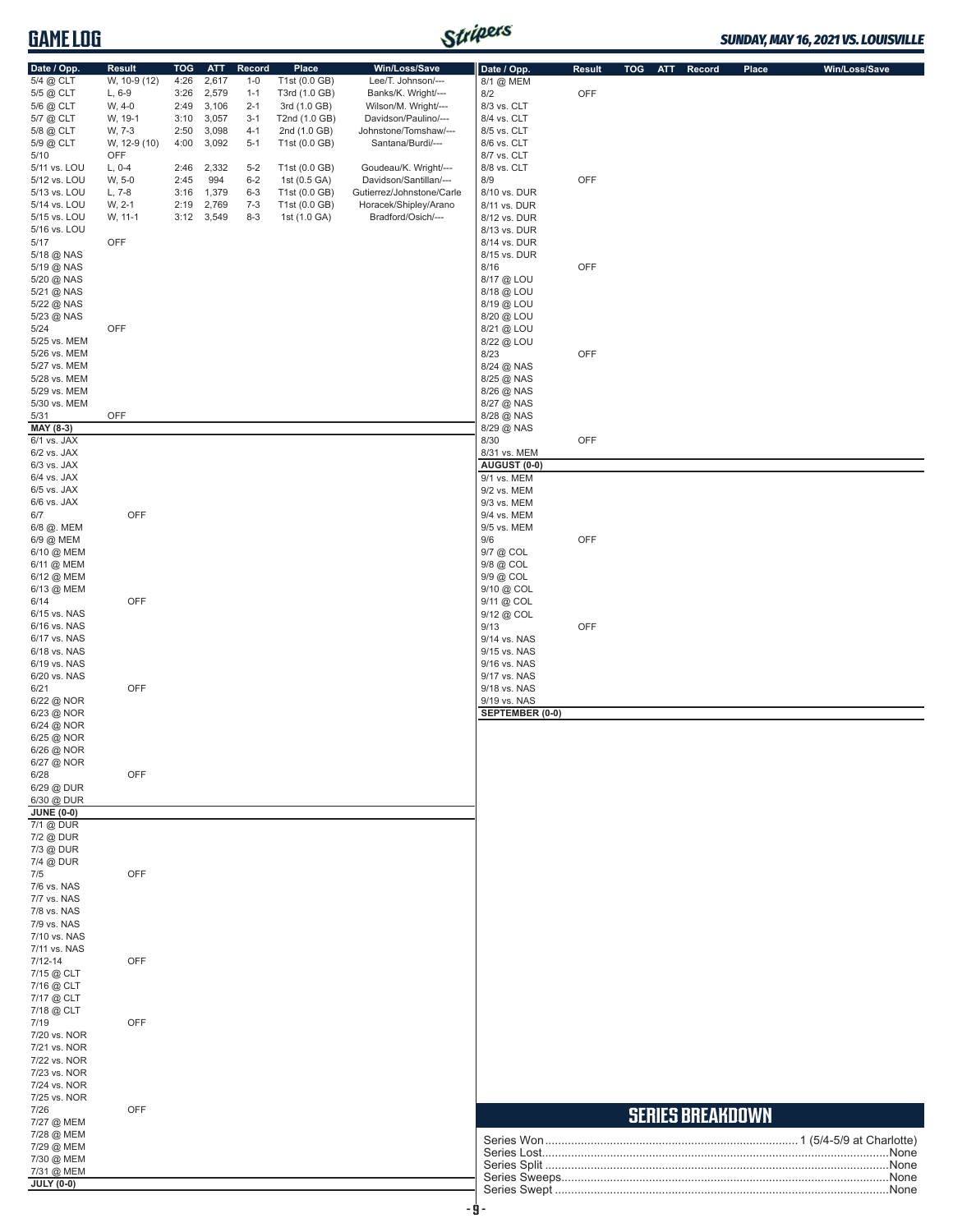# GAME LOG

*SUNDAY, MAY 16, 2021 VS. LOUISVILLE*

| Date / Opp. | Result | TOG | ATT | Record | Place | Win/Loss/Save |
|---|---|---|---|---|---|---|
| 5/4 @ CLT | W, 10-9 (12) | 4:26 | 2,617 | 1-0 | T1st (0.0 GB) | Lee/T. Johnson/--- |
| 5/5 @ CLT | L, 6-9 | 3:26 | 2,579 | 1-1 | T3rd (1.0 GB) | Banks/K. Wright/--- |
| 5/6 @ CLT | W, 4-0 | 2:49 | 3,106 | 2-1 | 3rd (1.0 GB) | Wilson/M. Wright/--- |
| 5/7 @ CLT | W, 19-1 | 3:10 | 3,057 | 3-1 | T2nd (1.0 GB) | Davidson/Paulino/--- |
| 5/8 @ CLT | W, 7-3 | 2:50 | 3,098 | 4-1 | 2nd (1.0 GB) | Johnstone/Tomshaw/--- |
| 5/9 @ CLT | W, 12-9 (10) | 4:00 | 3,092 | 5-1 | T1st (0.0 GB) | Santana/Burdi/--- |
| 5/10 | OFF | | | | | |
| 5/11 vs. LOU | L, 0-4 | 2:46 | 2,332 | 5-2 | T1st (0.0 GB) | Goudeau/K. Wright/--- |
| 5/12 vs. LOU | W, 5-0 | 2:45 | 994 | 6-2 | 1st (0.5 GA) | Davidson/Santillan/--- |
| 5/13 vs. LOU | L, 7-8 | 3:16 | 1,379 | 6-3 | T1st (0.0 GB) | Gutierrez/Johnstone/Carle |
| 5/14 vs. LOU | W, 2-1 | 2:19 | 2,769 | 7-3 | T1st (0.0 GB) | Horacek/Shipley/Arano |
| 5/15 vs. LOU | W, 11-1 | 3:12 | 3,549 | 8-3 | 1st (1.0 GA) | Bradford/Osich/--- |
| 5/16 vs. LOU | | | | | | |
| 5/17 | OFF | | | | | |
| 5/18 @ NAS | | | | | | |
| 5/19 @ NAS | | | | | | |
| 5/20 @ NAS | | | | | | |
| 5/21 @ NAS | | | | | | |
| 5/22 @ NAS | | | | | | |
| 5/23 @ NAS | | | | | | |
| 5/24 | OFF | | | | | |
| 5/25 vs. MEM | | | | | | |
| 5/26 vs. MEM | | | | | | |
| 5/27 vs. MEM | | | | | | |
| 5/28 vs. MEM | | | | | | |
| 5/29 vs. MEM | | | | | | |
| 5/30 vs. MEM | | | | | | |
| 5/31 | OFF | | | | | |
| **MAY (8-3)** | | | | | | |
| 6/1 vs. JAX | | | | | | |
| 6/2 vs. JAX | | | | | | |
| 6/3 vs. JAX | | | | | | |
| 6/4 vs. JAX | | | | | | |
| 6/5 vs. JAX | | | | | | |
| 6/6 vs. JAX | | | | | | |
| 6/7 | OFF | | | | | |
| 6/8 @. MEM | | | | | | |
| 6/9 @ MEM | | | | | | |
| 6/10 @ MEM | | | | | | |
| 6/11 @ MEM | | | | | | |
| 6/12 @ MEM | | | | | | |
| 6/13 @ MEM | | | | | | |
| 6/14 | OFF | | | | | |
| 6/15 vs. NAS | | | | | | |
| 6/16 vs. NAS | | | | | | |
| 6/17 vs. NAS | | | | | | |
| 6/18 vs. NAS | | | | | | |
| 6/19 vs. NAS | | | | | | |
| 6/20 vs. NAS | | | | | | |
| 6/21 | OFF | | | | | |
| 6/22 @ NOR | | | | | | |
| 6/23 @ NOR | | | | | | |
| 6/24 @ NOR | | | | | | |
| 6/25 @ NOR | | | | | | |
| 6/26 @ NOR | | | | | | |
| 6/27 @ NOR | | | | | | |
| 6/28 | OFF | | | | | |
| 6/29 @ DUR | | | | | | |
| 6/30 @ DUR | | | | | | |
| **JUNE (0-0)** | | | | | | |
| 7/1 @ DUR | | | | | | |
| 7/2 @ DUR | | | | | | |
| 7/3 @ DUR | | | | | | |
| 7/4 @ DUR | | | | | | |
| 7/5 | OFF | | | | | |
| 7/6 vs. NAS | | | | | | |
| 7/7 vs. NAS | | | | | | |
| 7/8 vs. NAS | | | | | | |
| 7/9 vs. NAS | | | | | | |
| 7/10 vs. NAS | | | | | | |
| 7/11 vs. NAS | | | | | | |
| 7/12-14 | OFF | | | | | |
| 7/15 @ CLT | | | | | | |
| 7/16 @ CLT | | | | | | |
| 7/17 @ CLT | | | | | | |
| 7/18 @ CLT | | | | | | |
| 7/19 | OFF | | | | | |
| 7/20 vs. NOR | | | | | | |
| 7/21 vs. NOR | | | | | | |
| 7/22 vs. NOR | | | | | | |
| 7/23 vs. NOR | | | | | | |
| 7/24 vs. NOR | | | | | | |
| 7/25 vs. NOR | | | | | | |
| 7/26 | OFF | | | | | |
| 7/27 @ MEM | | | | | | |
| 7/28 @ MEM | | | | | | |
| 7/29 @ MEM | | | | | | |
| 7/30 @ MEM | | | | | | |
| 7/31 @ MEM | | | | | | |
| **JULY (0-0)** | | | | | | |

| Date / Opp. | Result | TOG | ATT | Record | Place | Win/Loss/Save |
|---|---|---|---|---|---|---|
| 8/1 @ MEM | | | | | | |
| 8/2 | OFF | | | | | |
| 8/3 vs. CLT | | | | | | |
| 8/4 vs. CLT | | | | | | |
| 8/5 vs. CLT | | | | | | |
| 8/6 vs. CLT | | | | | | |
| 8/7 vs. CLT | | | | | | |
| 8/8 vs. CLT | | | | | | |
| 8/9 | OFF | | | | | |
| 8/10 vs. DUR | | | | | | |
| 8/11 vs. DUR | | | | | | |
| 8/12 vs. DUR | | | | | | |
| 8/13 vs. DUR | | | | | | |
| 8/14 vs. DUR | | | | | | |
| 8/15 vs. DUR | | | | | | |
| 8/16 | OFF | | | | | |
| 8/17 @ LOU | | | | | | |
| 8/18 @ LOU | | | | | | |
| 8/19 @ LOU | | | | | | |
| 8/20 @ LOU | | | | | | |
| 8/21 @ LOU | | | | | | |
| 8/22 @ LOU | | | | | | |
| 8/23 | OFF | | | | | |
| 8/24 @ NAS | | | | | | |
| 8/25 @ NAS | | | | | | |
| 8/26 @ NAS | | | | | | |
| 8/27 @ NAS | | | | | | |
| 8/28 @ NAS | | | | | | |
| 8/29 @ NAS | | | | | | |
| 8/30 | OFF | | | | | |
| 8/31 vs. MEM | | | | | | |
| **AUGUST (0-0)** | | | | | | |
| 9/1 vs. MEM | | | | | | |
| 9/2 vs. MEM | | | | | | |
| 9/3 vs. MEM | | | | | | |
| 9/4 vs. MEM | | | | | | |
| 9/5 vs. MEM | | | | | | |
| 9/6 | OFF | | | | | |
| 9/7 @ COL | | | | | | |
| 9/8 @ COL | | | | | | |
| 9/9 @ COL | | | | | | |
| 9/10 @ COL | | | | | | |
| 9/11 @ COL | | | | | | |
| 9/12 @ COL | | | | | | |
| 9/13 | OFF | | | | | |
| 9/14 vs. NAS | | | | | | |
| 9/15 vs. NAS | | | | | | |
| 9/16 vs. NAS | | | | | | |
| 9/17 vs. NAS | | | | | | |
| 9/18 vs. NAS | | | | | | |
| 9/19 vs. NAS | | | | | | |
| **SEPTEMBER (0-0)** | | | | | | |

## SERIES BREAKDOWN

Series Won....... 1 (5/4-5/9 at Charlotte)
Series Lost....... None
Series Split....... None
Series Sweeps....... None
Series Swept....... None